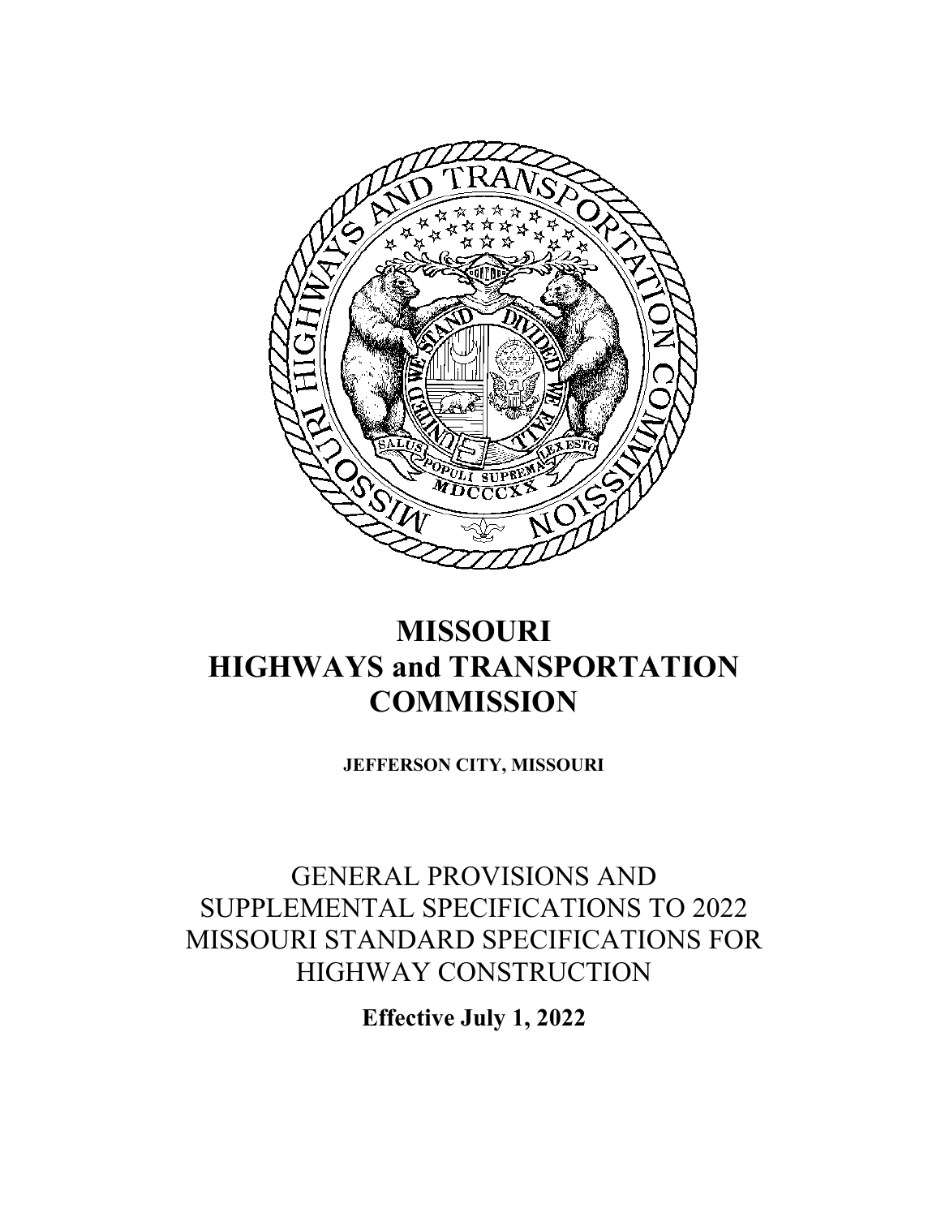# MISSOURI HIGHWAYS and TRANSPORTATION COMMISSION

**JEFFERSON CITY, MISSOURI**

## GENERAL PROVISIONS AND SUPPLEMENTAL SPECIFICATIONS TO 2022 MISSOURI STANDARD SPECIFICATIONS FOR HIGHWAY CONSTRUCTION

**Effective July 1, 2022**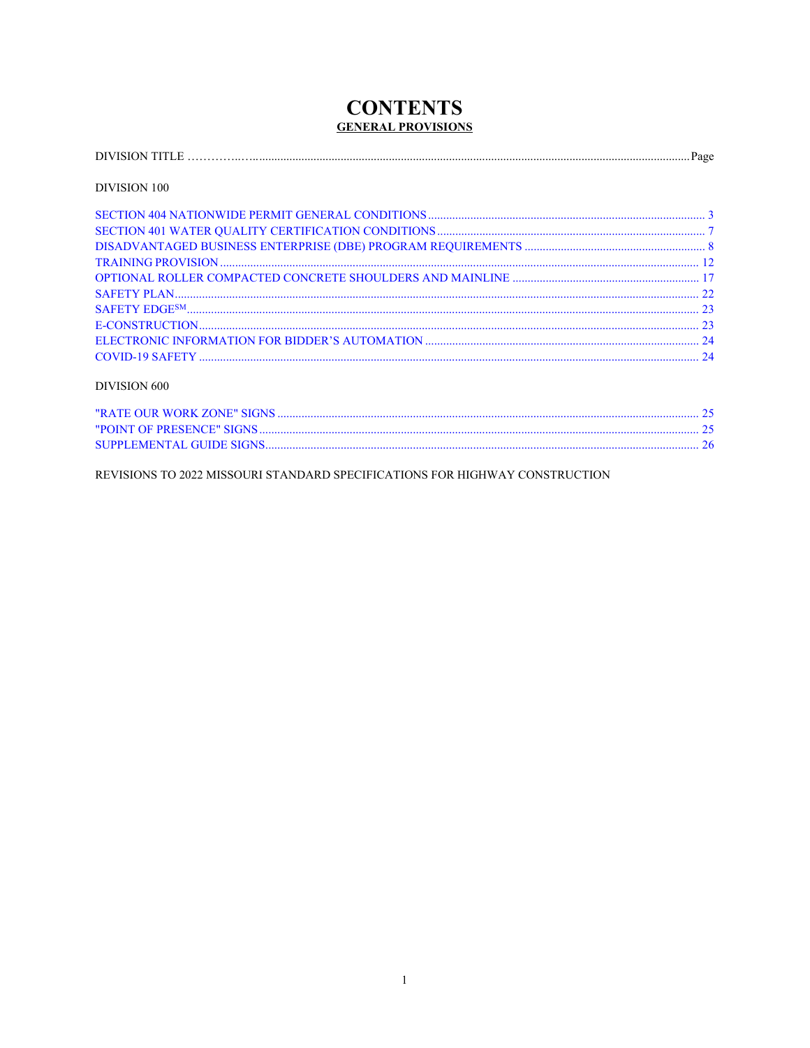# CONTENTS

## GENERAL PROVISIONS

DIVISION TITLE ……………………………………………………………………………………………………Page

DIVISION 100

SECTION 404 NATIONWIDE PERMIT GENERAL CONDITIONS ........................................ 3
SECTION 401 WATER QUALITY CERTIFICATION CONDITIONS ........................................ 7
DISADVANTAGED BUSINESS ENTERPRISE (DBE) PROGRAM REQUIREMENTS ........................................ 8
TRAINING PROVISION ........................................ 12
OPTIONAL ROLLER COMPACTED CONCRETE SHOULDERS AND MAINLINE ........................................ 17
SAFETY PLAN ........................................ 22
SAFETY EDGE[SM] ........................................ 23
E-CONSTRUCTION ........................................ 23
ELECTRONIC INFORMATION FOR BIDDER'S AUTOMATION ........................................ 24
COVID-19 SAFETY ........................................ 24

DIVISION 600

"RATE OUR WORK ZONE" SIGNS ........................................ 25
"POINT OF PRESENCE" SIGNS ........................................ 25
SUPPLEMENTAL GUIDE SIGNS ........................................ 26

REVISIONS TO 2022 MISSOURI STANDARD SPECIFICATIONS FOR HIGHWAY CONSTRUCTION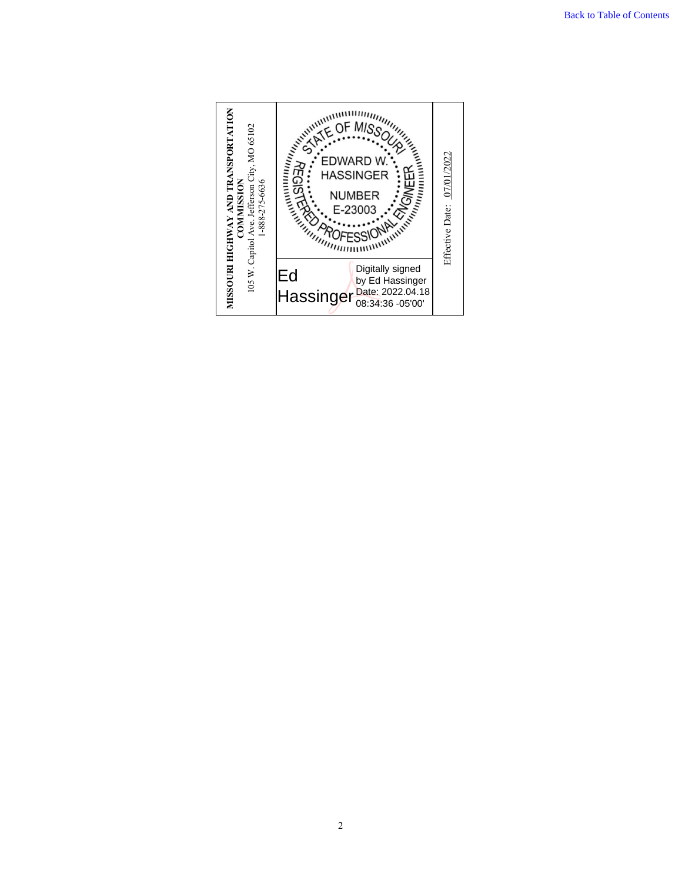MISSOURI HIGHWAY AND TRANSPORTATION COMMISSION
105 W. Capitol Ave. Jefferson City, MO 65102
1-888-275-6636

STATE OF MISSOURI
EDWARD W. HASSINGER
NUMBER
E-23003
REGISTERED PROFESSIONAL ENGINEER

Ed Hassinger

Digitally signed by Ed Hassinger
Date: 2022.04.18 08:34:36 -05'00'

Effective Date: 07/01/2022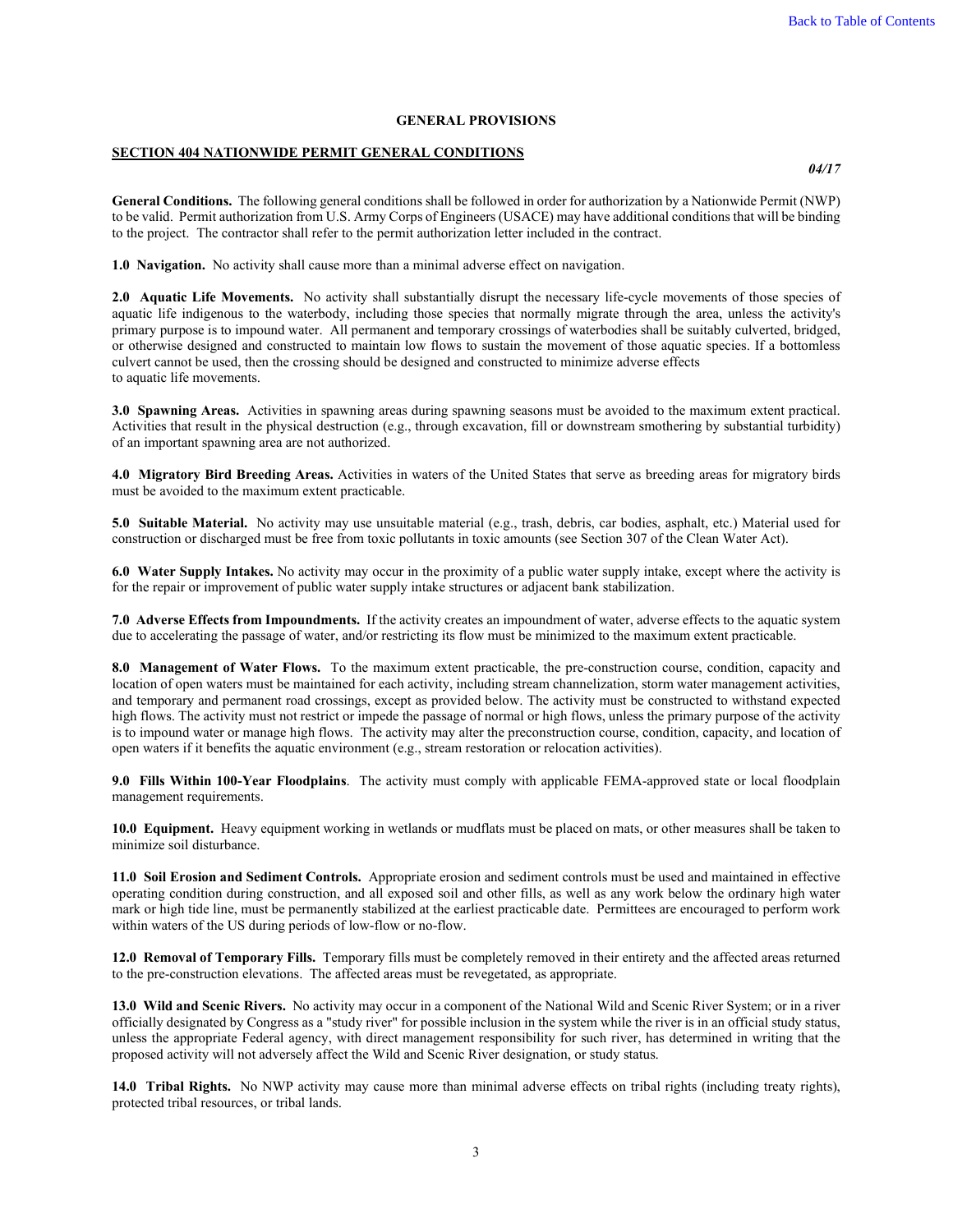# GENERAL PROVISIONS

## SECTION 404 NATIONWIDE PERMIT GENERAL CONDITIONS

***04/17***

**General Conditions.** The following general conditions shall be followed in order for authorization by a Nationwide Permit (NWP) to be valid. Permit authorization from U.S. Army Corps of Engineers (USACE) may have additional conditions that will be binding to the project. The contractor shall refer to the permit authorization letter included in the contract.

**1.0 Navigation.** No activity shall cause more than a minimal adverse effect on navigation.

**2.0 Aquatic Life Movements.** No activity shall substantially disrupt the necessary life-cycle movements of those species of aquatic life indigenous to the waterbody, including those species that normally migrate through the area, unless the activity's primary purpose is to impound water. All permanent and temporary crossings of waterbodies shall be suitably culverted, bridged, or otherwise designed and constructed to maintain low flows to sustain the movement of those aquatic species. If a bottomless culvert cannot be used, then the crossing should be designed and constructed to minimize adverse effects to aquatic life movements.

**3.0 Spawning Areas.** Activities in spawning areas during spawning seasons must be avoided to the maximum extent practical. Activities that result in the physical destruction (e.g., through excavation, fill or downstream smothering by substantial turbidity) of an important spawning area are not authorized.

**4.0 Migratory Bird Breeding Areas.** Activities in waters of the United States that serve as breeding areas for migratory birds must be avoided to the maximum extent practicable.

**5.0 Suitable Material.** No activity may use unsuitable material (e.g., trash, debris, car bodies, asphalt, etc.) Material used for construction or discharged must be free from toxic pollutants in toxic amounts (see Section 307 of the Clean Water Act).

**6.0 Water Supply Intakes.** No activity may occur in the proximity of a public water supply intake, except where the activity is for the repair or improvement of public water supply intake structures or adjacent bank stabilization.

**7.0 Adverse Effects from Impoundments.** If the activity creates an impoundment of water, adverse effects to the aquatic system due to accelerating the passage of water, and/or restricting its flow must be minimized to the maximum extent practicable.

**8.0 Management of Water Flows.** To the maximum extent practicable, the pre-construction course, condition, capacity and location of open waters must be maintained for each activity, including stream channelization, storm water management activities, and temporary and permanent road crossings, except as provided below. The activity must be constructed to withstand expected high flows. The activity must not restrict or impede the passage of normal or high flows, unless the primary purpose of the activity is to impound water or manage high flows. The activity may alter the preconstruction course, condition, capacity, and location of open waters if it benefits the aquatic environment (e.g., stream restoration or relocation activities).

**9.0 Fills Within 100-Year Floodplains**. The activity must comply with applicable FEMA-approved state or local floodplain management requirements.

**10.0 Equipment.** Heavy equipment working in wetlands or mudflats must be placed on mats, or other measures shall be taken to minimize soil disturbance.

**11.0 Soil Erosion and Sediment Controls.** Appropriate erosion and sediment controls must be used and maintained in effective operating condition during construction, and all exposed soil and other fills, as well as any work below the ordinary high water mark or high tide line, must be permanently stabilized at the earliest practicable date. Permittees are encouraged to perform work within waters of the US during periods of low-flow or no-flow.

**12.0 Removal of Temporary Fills.** Temporary fills must be completely removed in their entirety and the affected areas returned to the pre-construction elevations. The affected areas must be revegetated, as appropriate.

**13.0 Wild and Scenic Rivers.** No activity may occur in a component of the National Wild and Scenic River System; or in a river officially designated by Congress as a "study river" for possible inclusion in the system while the river is in an official study status, unless the appropriate Federal agency, with direct management responsibility for such river, has determined in writing that the proposed activity will not adversely affect the Wild and Scenic River designation, or study status.

**14.0 Tribal Rights.** No NWP activity may cause more than minimal adverse effects on tribal rights (including treaty rights), protected tribal resources, or tribal lands.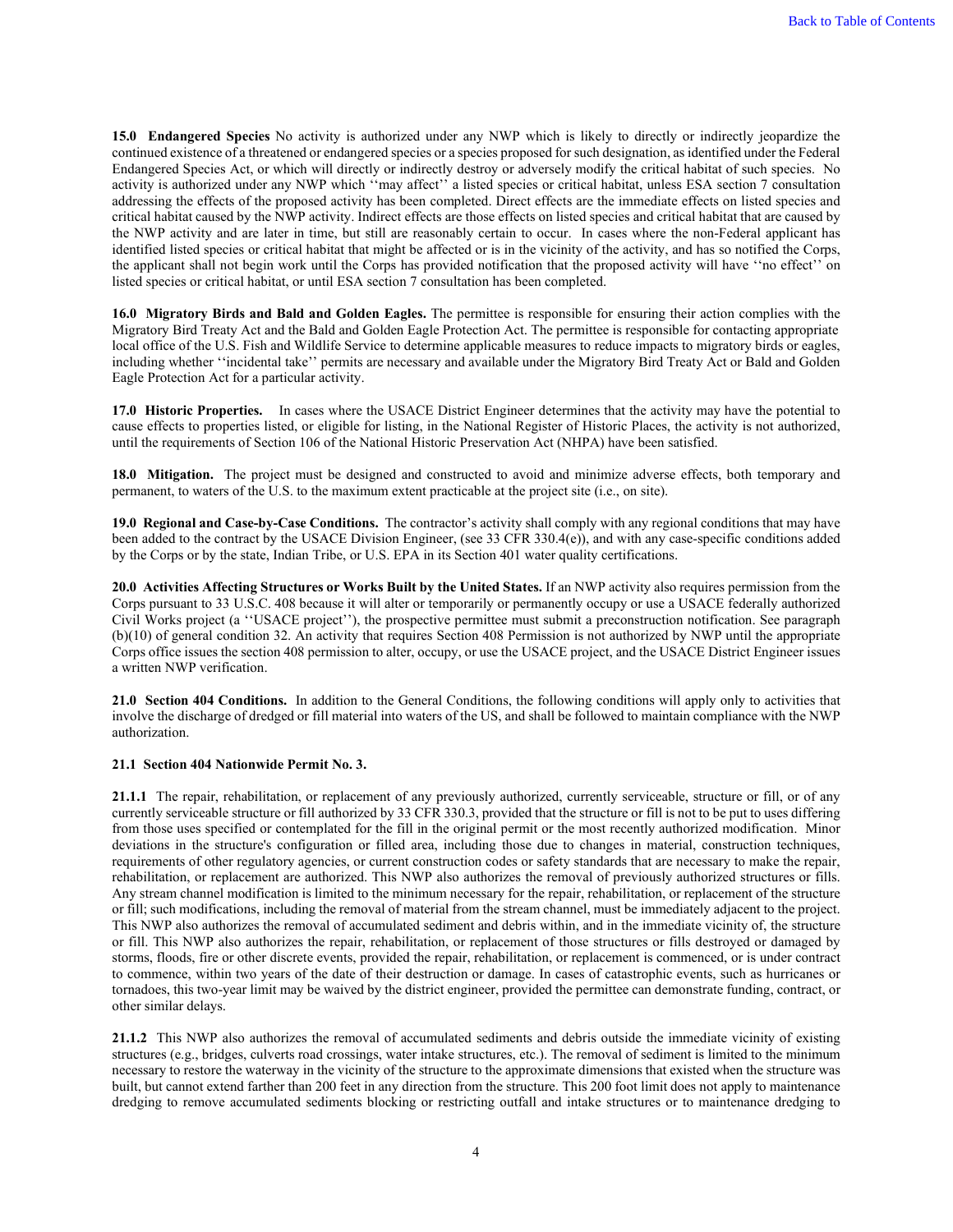**15.0 Endangered Species** No activity is authorized under any NWP which is likely to directly or indirectly jeopardize the continued existence of a threatened or endangered species or a species proposed for such designation, as identified under the Federal Endangered Species Act, or which will directly or indirectly destroy or adversely modify the critical habitat of such species. No activity is authorized under any NWP which ''may affect'' a listed species or critical habitat, unless ESA section 7 consultation addressing the effects of the proposed activity has been completed. Direct effects are the immediate effects on listed species and critical habitat caused by the NWP activity. Indirect effects are those effects on listed species and critical habitat that are caused by the NWP activity and are later in time, but still are reasonably certain to occur. In cases where the non-Federal applicant has identified listed species or critical habitat that might be affected or is in the vicinity of the activity, and has so notified the Corps, the applicant shall not begin work until the Corps has provided notification that the proposed activity will have ''no effect'' on listed species or critical habitat, or until ESA section 7 consultation has been completed.

**16.0 Migratory Birds and Bald and Golden Eagles.** The permittee is responsible for ensuring their action complies with the Migratory Bird Treaty Act and the Bald and Golden Eagle Protection Act. The permittee is responsible for contacting appropriate local office of the U.S. Fish and Wildlife Service to determine applicable measures to reduce impacts to migratory birds or eagles, including whether ''incidental take'' permits are necessary and available under the Migratory Bird Treaty Act or Bald and Golden Eagle Protection Act for a particular activity.

**17.0 Historic Properties.** In cases where the USACE District Engineer determines that the activity may have the potential to cause effects to properties listed, or eligible for listing, in the National Register of Historic Places, the activity is not authorized, until the requirements of Section 106 of the National Historic Preservation Act (NHPA) have been satisfied.

**18.0 Mitigation.** The project must be designed and constructed to avoid and minimize adverse effects, both temporary and permanent, to waters of the U.S. to the maximum extent practicable at the project site (i.e., on site).

**19.0 Regional and Case-by-Case Conditions.** The contractor's activity shall comply with any regional conditions that may have been added to the contract by the USACE Division Engineer, (see 33 CFR 330.4(e)), and with any case-specific conditions added by the Corps or by the state, Indian Tribe, or U.S. EPA in its Section 401 water quality certifications.

**20.0 Activities Affecting Structures or Works Built by the United States.** If an NWP activity also requires permission from the Corps pursuant to 33 U.S.C. 408 because it will alter or temporarily or permanently occupy or use a USACE federally authorized Civil Works project (a ''USACE project''), the prospective permittee must submit a preconstruction notification. See paragraph (b)(10) of general condition 32. An activity that requires Section 408 Permission is not authorized by NWP until the appropriate Corps office issues the section 408 permission to alter, occupy, or use the USACE project, and the USACE District Engineer issues a written NWP verification.

**21.0 Section 404 Conditions.** In addition to the General Conditions, the following conditions will apply only to activities that involve the discharge of dredged or fill material into waters of the US, and shall be followed to maintain compliance with the NWP authorization.

**21.1 Section 404 Nationwide Permit No. 3.**

**21.1.1** The repair, rehabilitation, or replacement of any previously authorized, currently serviceable, structure or fill, or of any currently serviceable structure or fill authorized by 33 CFR 330.3, provided that the structure or fill is not to be put to uses differing from those uses specified or contemplated for the fill in the original permit or the most recently authorized modification. Minor deviations in the structure's configuration or filled area, including those due to changes in material, construction techniques, requirements of other regulatory agencies, or current construction codes or safety standards that are necessary to make the repair, rehabilitation, or replacement are authorized. This NWP also authorizes the removal of previously authorized structures or fills. Any stream channel modification is limited to the minimum necessary for the repair, rehabilitation, or replacement of the structure or fill; such modifications, including the removal of material from the stream channel, must be immediately adjacent to the project. This NWP also authorizes the removal of accumulated sediment and debris within, and in the immediate vicinity of, the structure or fill. This NWP also authorizes the repair, rehabilitation, or replacement of those structures or fills destroyed or damaged by storms, floods, fire or other discrete events, provided the repair, rehabilitation, or replacement is commenced, or is under contract to commence, within two years of the date of their destruction or damage. In cases of catastrophic events, such as hurricanes or tornadoes, this two-year limit may be waived by the district engineer, provided the permittee can demonstrate funding, contract, or other similar delays.

**21.1.2** This NWP also authorizes the removal of accumulated sediments and debris outside the immediate vicinity of existing structures (e.g., bridges, culverts road crossings, water intake structures, etc.). The removal of sediment is limited to the minimum necessary to restore the waterway in the vicinity of the structure to the approximate dimensions that existed when the structure was built, but cannot extend farther than 200 feet in any direction from the structure. This 200 foot limit does not apply to maintenance dredging to remove accumulated sediments blocking or restricting outfall and intake structures or to maintenance dredging to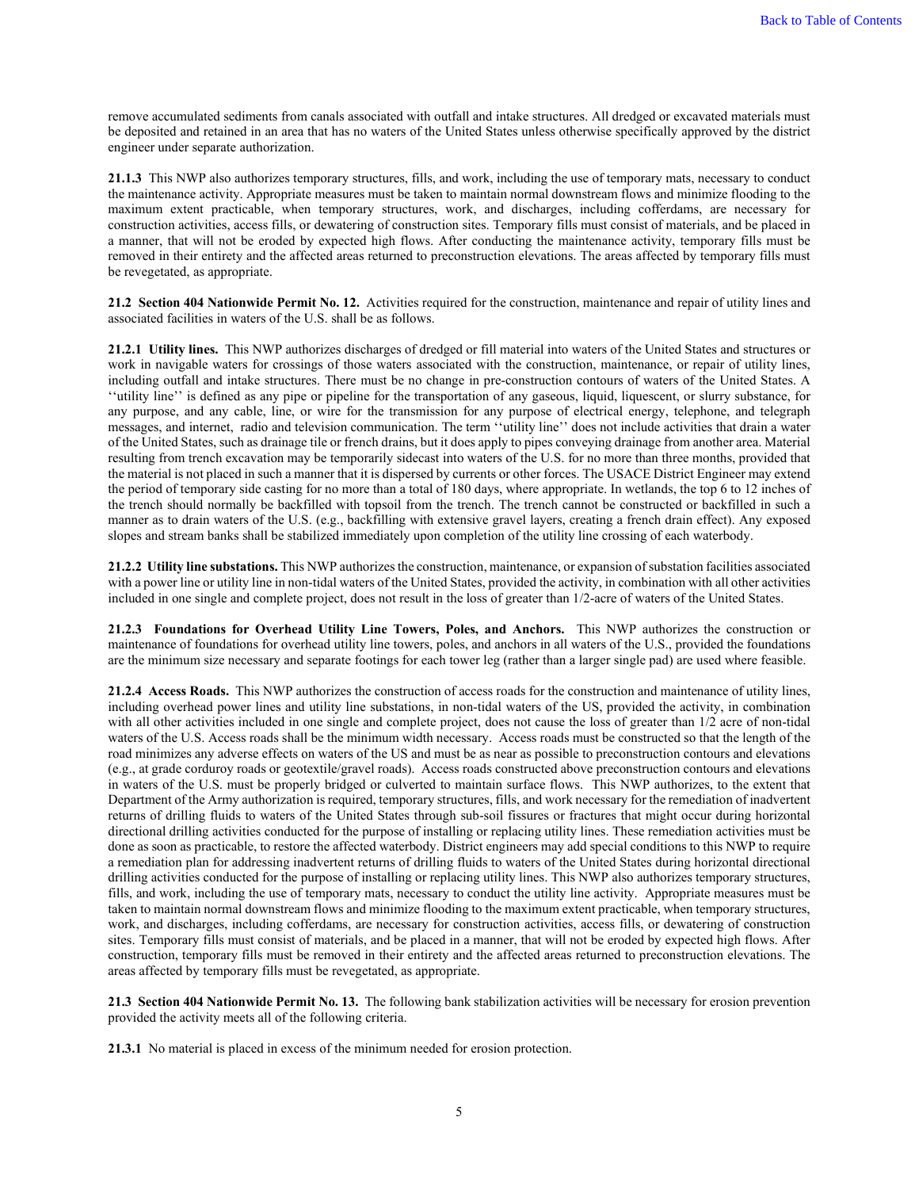remove accumulated sediments from canals associated with outfall and intake structures. All dredged or excavated materials must be deposited and retained in an area that has no waters of the United States unless otherwise specifically approved by the district engineer under separate authorization.

**21.1.3** This NWP also authorizes temporary structures, fills, and work, including the use of temporary mats, necessary to conduct the maintenance activity. Appropriate measures must be taken to maintain normal downstream flows and minimize flooding to the maximum extent practicable, when temporary structures, work, and discharges, including cofferdams, are necessary for construction activities, access fills, or dewatering of construction sites. Temporary fills must consist of materials, and be placed in a manner, that will not be eroded by expected high flows. After conducting the maintenance activity, temporary fills must be removed in their entirety and the affected areas returned to preconstruction elevations. The areas affected by temporary fills must be revegetated, as appropriate.

**21.2 Section 404 Nationwide Permit No. 12.** Activities required for the construction, maintenance and repair of utility lines and associated facilities in waters of the U.S. shall be as follows.

**21.2.1 Utility lines.** This NWP authorizes discharges of dredged or fill material into waters of the United States and structures or work in navigable waters for crossings of those waters associated with the construction, maintenance, or repair of utility lines, including outfall and intake structures. There must be no change in pre-construction contours of waters of the United States. A ''utility line'' is defined as any pipe or pipeline for the transportation of any gaseous, liquid, liquescent, or slurry substance, for any purpose, and any cable, line, or wire for the transmission for any purpose of electrical energy, telephone, and telegraph messages, and internet, radio and television communication. The term ''utility line'' does not include activities that drain a water of the United States, such as drainage tile or french drains, but it does apply to pipes conveying drainage from another area. Material resulting from trench excavation may be temporarily sidecast into waters of the U.S. for no more than three months, provided that the material is not placed in such a manner that it is dispersed by currents or other forces. The USACE District Engineer may extend the period of temporary side casting for no more than a total of 180 days, where appropriate. In wetlands, the top 6 to 12 inches of the trench should normally be backfilled with topsoil from the trench. The trench cannot be constructed or backfilled in such a manner as to drain waters of the U.S. (e.g., backfilling with extensive gravel layers, creating a french drain effect). Any exposed slopes and stream banks shall be stabilized immediately upon completion of the utility line crossing of each waterbody.

**21.2.2 Utility line substations.** This NWP authorizes the construction, maintenance, or expansion of substation facilities associated with a power line or utility line in non-tidal waters of the United States, provided the activity, in combination with all other activities included in one single and complete project, does not result in the loss of greater than 1/2-acre of waters of the United States.

**21.2.3 Foundations for Overhead Utility Line Towers, Poles, and Anchors.** This NWP authorizes the construction or maintenance of foundations for overhead utility line towers, poles, and anchors in all waters of the U.S., provided the foundations are the minimum size necessary and separate footings for each tower leg (rather than a larger single pad) are used where feasible.

**21.2.4 Access Roads.** This NWP authorizes the construction of access roads for the construction and maintenance of utility lines, including overhead power lines and utility line substations, in non-tidal waters of the US, provided the activity, in combination with all other activities included in one single and complete project, does not cause the loss of greater than 1/2 acre of non-tidal waters of the U.S. Access roads shall be the minimum width necessary. Access roads must be constructed so that the length of the road minimizes any adverse effects on waters of the US and must be as near as possible to preconstruction contours and elevations (e.g., at grade corduroy roads or geotextile/gravel roads). Access roads constructed above preconstruction contours and elevations in waters of the U.S. must be properly bridged or culverted to maintain surface flows. This NWP authorizes, to the extent that Department of the Army authorization is required, temporary structures, fills, and work necessary for the remediation of inadvertent returns of drilling fluids to waters of the United States through sub-soil fissures or fractures that might occur during horizontal directional drilling activities conducted for the purpose of installing or replacing utility lines. These remediation activities must be done as soon as practicable, to restore the affected waterbody. District engineers may add special conditions to this NWP to require a remediation plan for addressing inadvertent returns of drilling fluids to waters of the United States during horizontal directional drilling activities conducted for the purpose of installing or replacing utility lines. This NWP also authorizes temporary structures, fills, and work, including the use of temporary mats, necessary to conduct the utility line activity. Appropriate measures must be taken to maintain normal downstream flows and minimize flooding to the maximum extent practicable, when temporary structures, work, and discharges, including cofferdams, are necessary for construction activities, access fills, or dewatering of construction sites. Temporary fills must consist of materials, and be placed in a manner, that will not be eroded by expected high flows. After construction, temporary fills must be removed in their entirety and the affected areas returned to preconstruction elevations. The areas affected by temporary fills must be revegetated, as appropriate.

**21.3 Section 404 Nationwide Permit No. 13.** The following bank stabilization activities will be necessary for erosion prevention provided the activity meets all of the following criteria.

**21.3.1** No material is placed in excess of the minimum needed for erosion protection.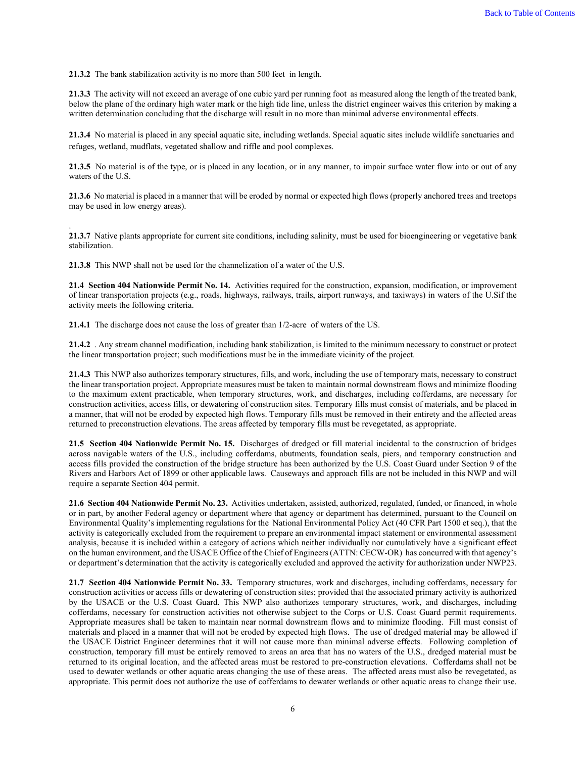**21.3.2** The bank stabilization activity is no more than 500 feet in length.

**21.3.3** The activity will not exceed an average of one cubic yard per running foot as measured along the length of the treated bank, below the plane of the ordinary high water mark or the high tide line, unless the district engineer waives this criterion by making a written determination concluding that the discharge will result in no more than minimal adverse environmental effects.

**21.3.4** No material is placed in any special aquatic site, including wetlands. Special aquatic sites include wildlife sanctuaries and refuges, wetland, mudflats, vegetated shallow and riffle and pool complexes.

**21.3.5** No material is of the type, or is placed in any location, or in any manner, to impair surface water flow into or out of any waters of the U.S.

**21.3.6** No material is placed in a manner that will be eroded by normal or expected high flows (properly anchored trees and treetops may be used in low energy areas).

.

**21.3.7** Native plants appropriate for current site conditions, including salinity, must be used for bioengineering or vegetative bank stabilization.

**21.3.8** This NWP shall not be used for the channelization of a water of the U.S.

**21.4 Section 404 Nationwide Permit No. 14.** Activities required for the construction, expansion, modification, or improvement of linear transportation projects (e.g., roads, highways, railways, trails, airport runways, and taxiways) in waters of the U.Sif the activity meets the following criteria.

**21.4.1** The discharge does not cause the loss of greater than 1/2-acre of waters of the US.

**21.4.2** . Any stream channel modification, including bank stabilization, is limited to the minimum necessary to construct or protect the linear transportation project; such modifications must be in the immediate vicinity of the project.

**21.4.3** This NWP also authorizes temporary structures, fills, and work, including the use of temporary mats, necessary to construct the linear transportation project. Appropriate measures must be taken to maintain normal downstream flows and minimize flooding to the maximum extent practicable, when temporary structures, work, and discharges, including cofferdams, are necessary for construction activities, access fills, or dewatering of construction sites. Temporary fills must consist of materials, and be placed in a manner, that will not be eroded by expected high flows. Temporary fills must be removed in their entirety and the affected areas returned to preconstruction elevations. The areas affected by temporary fills must be revegetated, as appropriate.

**21.5 Section 404 Nationwide Permit No. 15.** Discharges of dredged or fill material incidental to the construction of bridges across navigable waters of the U.S., including cofferdams, abutments, foundation seals, piers, and temporary construction and access fills provided the construction of the bridge structure has been authorized by the U.S. Coast Guard under Section 9 of the Rivers and Harbors Act of 1899 or other applicable laws. Causeways and approach fills are not be included in this NWP and will require a separate Section 404 permit.

**21.6 Section 404 Nationwide Permit No. 23.** Activities undertaken, assisted, authorized, regulated, funded, or financed, in whole or in part, by another Federal agency or department where that agency or department has determined, pursuant to the Council on Environmental Quality's implementing regulations for the National Environmental Policy Act (40 CFR Part 1500 et seq.), that the activity is categorically excluded from the requirement to prepare an environmental impact statement or environmental assessment analysis, because it is included within a category of actions which neither individually nor cumulatively have a significant effect on the human environment, and the USACE Office of the Chief of Engineers (ATTN: CECW-OR) has concurred with that agency's or department's determination that the activity is categorically excluded and approved the activity for authorization under NWP23.

**21.7 Section 404 Nationwide Permit No. 33.** Temporary structures, work and discharges, including cofferdams, necessary for construction activities or access fills or dewatering of construction sites; provided that the associated primary activity is authorized by the USACE or the U.S. Coast Guard. This NWP also authorizes temporary structures, work, and discharges, including cofferdams, necessary for construction activities not otherwise subject to the Corps or U.S. Coast Guard permit requirements. Appropriate measures shall be taken to maintain near normal downstream flows and to minimize flooding. Fill must consist of materials and placed in a manner that will not be eroded by expected high flows. The use of dredged material may be allowed if the USACE District Engineer determines that it will not cause more than minimal adverse effects. Following completion of construction, temporary fill must be entirely removed to areas an area that has no waters of the U.S., dredged material must be returned to its original location, and the affected areas must be restored to pre-construction elevations. Cofferdams shall not be used to dewater wetlands or other aquatic areas changing the use of these areas. The affected areas must also be revegetated, as appropriate. This permit does not authorize the use of cofferdams to dewater wetlands or other aquatic areas to change their use.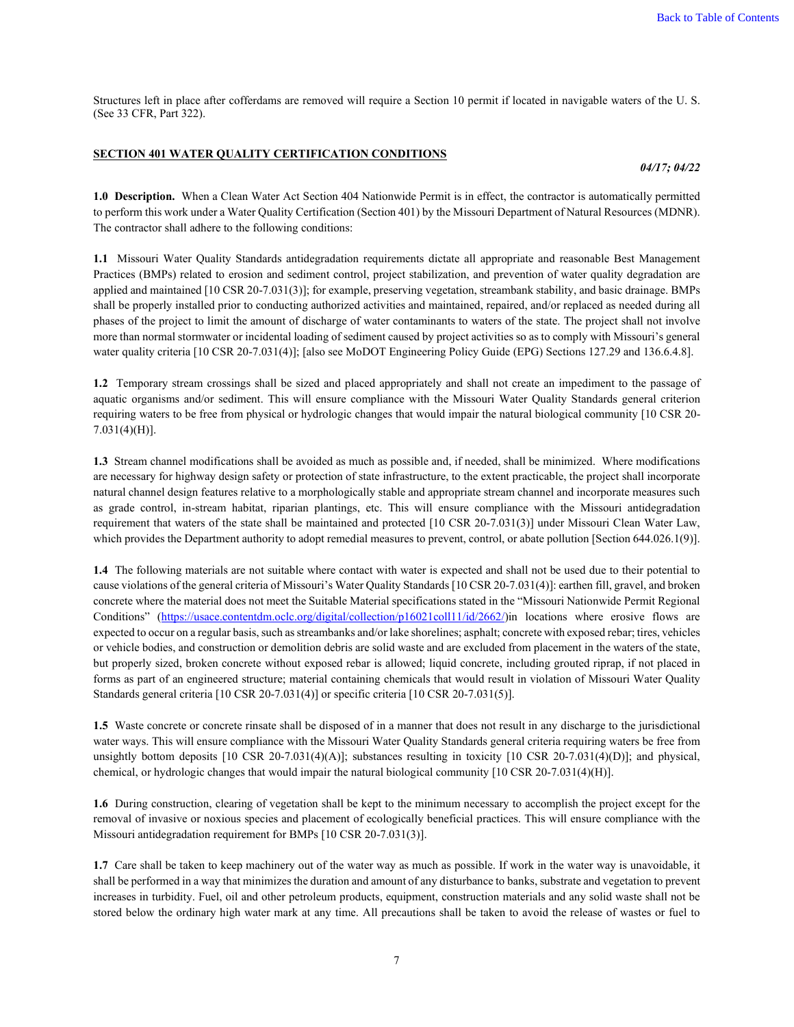Structures left in place after cofferdams are removed will require a Section 10 permit if located in navigable waters of the U. S. (See 33 CFR, Part 322).

## SECTION 401 WATER QUALITY CERTIFICATION CONDITIONS

*04/17; 04/22*

**1.0 Description.** When a Clean Water Act Section 404 Nationwide Permit is in effect, the contractor is automatically permitted to perform this work under a Water Quality Certification (Section 401) by the Missouri Department of Natural Resources (MDNR). The contractor shall adhere to the following conditions:

**1.1** Missouri Water Quality Standards antidegradation requirements dictate all appropriate and reasonable Best Management Practices (BMPs) related to erosion and sediment control, project stabilization, and prevention of water quality degradation are applied and maintained [10 CSR 20-7.031(3)]; for example, preserving vegetation, streambank stability, and basic drainage. BMPs shall be properly installed prior to conducting authorized activities and maintained, repaired, and/or replaced as needed during all phases of the project to limit the amount of discharge of water contaminants to waters of the state. The project shall not involve more than normal stormwater or incidental loading of sediment caused by project activities so as to comply with Missouri's general water quality criteria [10 CSR 20-7.031(4)]; [also see MoDOT Engineering Policy Guide (EPG) Sections 127.29 and 136.6.4.8].

**1.2** Temporary stream crossings shall be sized and placed appropriately and shall not create an impediment to the passage of aquatic organisms and/or sediment. This will ensure compliance with the Missouri Water Quality Standards general criterion requiring waters to be free from physical or hydrologic changes that would impair the natural biological community [10 CSR 20-7.031(4)(H)].

**1.3** Stream channel modifications shall be avoided as much as possible and, if needed, shall be minimized. Where modifications are necessary for highway design safety or protection of state infrastructure, to the extent practicable, the project shall incorporate natural channel design features relative to a morphologically stable and appropriate stream channel and incorporate measures such as grade control, in-stream habitat, riparian plantings, etc. This will ensure compliance with the Missouri antidegradation requirement that waters of the state shall be maintained and protected [10 CSR 20-7.031(3)] under Missouri Clean Water Law, which provides the Department authority to adopt remedial measures to prevent, control, or abate pollution [Section 644.026.1(9)].

**1.4** The following materials are not suitable where contact with water is expected and shall not be used due to their potential to cause violations of the general criteria of Missouri's Water Quality Standards [10 CSR 20-7.031(4)]: earthen fill, gravel, and broken concrete where the material does not meet the Suitable Material specifications stated in the "Missouri Nationwide Permit Regional Conditions" (https://usace.contentdm.oclc.org/digital/collection/p16021coll11/id/2662/)in locations where erosive flows are expected to occur on a regular basis, such as streambanks and/or lake shorelines; asphalt; concrete with exposed rebar; tires, vehicles or vehicle bodies, and construction or demolition debris are solid waste and are excluded from placement in the waters of the state, but properly sized, broken concrete without exposed rebar is allowed; liquid concrete, including grouted riprap, if not placed in forms as part of an engineered structure; material containing chemicals that would result in violation of Missouri Water Quality Standards general criteria [10 CSR 20-7.031(4)] or specific criteria [10 CSR 20-7.031(5)].

**1.5** Waste concrete or concrete rinsate shall be disposed of in a manner that does not result in any discharge to the jurisdictional water ways. This will ensure compliance with the Missouri Water Quality Standards general criteria requiring waters be free from unsightly bottom deposits [10 CSR 20-7.031(4)(A)]; substances resulting in toxicity [10 CSR 20-7.031(4)(D)]; and physical, chemical, or hydrologic changes that would impair the natural biological community [10 CSR 20-7.031(4)(H)].

**1.6** During construction, clearing of vegetation shall be kept to the minimum necessary to accomplish the project except for the removal of invasive or noxious species and placement of ecologically beneficial practices. This will ensure compliance with the Missouri antidegradation requirement for BMPs [10 CSR 20-7.031(3)].

**1.7** Care shall be taken to keep machinery out of the water way as much as possible. If work in the water way is unavoidable, it shall be performed in a way that minimizes the duration and amount of any disturbance to banks, substrate and vegetation to prevent increases in turbidity. Fuel, oil and other petroleum products, equipment, construction materials and any solid waste shall not be stored below the ordinary high water mark at any time. All precautions shall be taken to avoid the release of wastes or fuel to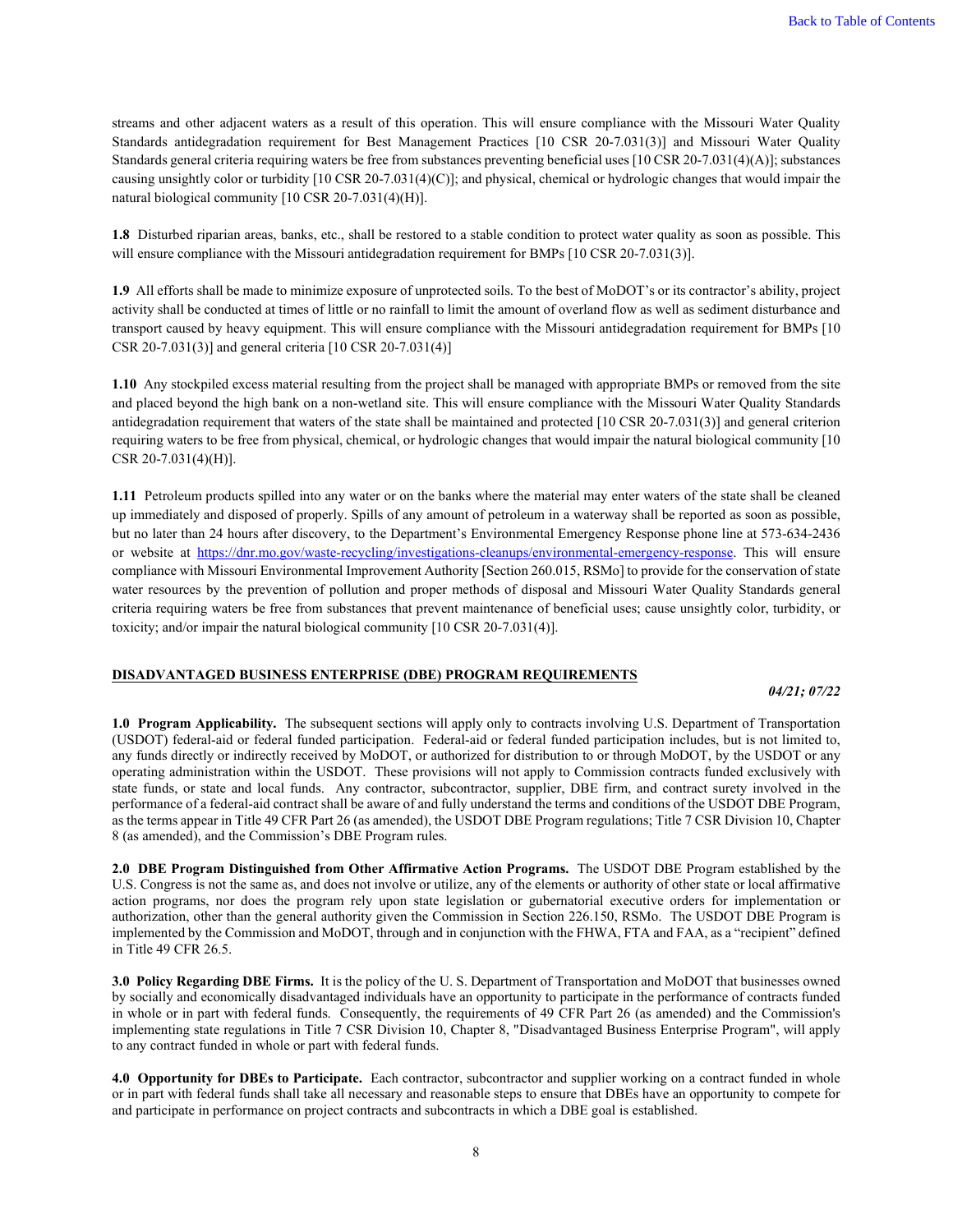streams and other adjacent waters as a result of this operation. This will ensure compliance with the Missouri Water Quality Standards antidegradation requirement for Best Management Practices [10 CSR 20-7.031(3)] and Missouri Water Quality Standards general criteria requiring waters be free from substances preventing beneficial uses [10 CSR 20-7.031(4)(A)]; substances causing unsightly color or turbidity [10 CSR 20-7.031(4)(C)]; and physical, chemical or hydrologic changes that would impair the natural biological community [10 CSR 20-7.031(4)(H)].

**1.8** Disturbed riparian areas, banks, etc., shall be restored to a stable condition to protect water quality as soon as possible. This will ensure compliance with the Missouri antidegradation requirement for BMPs [10 CSR 20-7.031(3)].

**1.9** All efforts shall be made to minimize exposure of unprotected soils. To the best of MoDOT's or its contractor's ability, project activity shall be conducted at times of little or no rainfall to limit the amount of overland flow as well as sediment disturbance and transport caused by heavy equipment. This will ensure compliance with the Missouri antidegradation requirement for BMPs [10 CSR 20-7.031(3)] and general criteria [10 CSR 20-7.031(4)]

**1.10** Any stockpiled excess material resulting from the project shall be managed with appropriate BMPs or removed from the site and placed beyond the high bank on a non-wetland site. This will ensure compliance with the Missouri Water Quality Standards antidegradation requirement that waters of the state shall be maintained and protected [10 CSR 20-7.031(3)] and general criterion requiring waters to be free from physical, chemical, or hydrologic changes that would impair the natural biological community [10 CSR 20-7.031(4)(H)].

**1.11** Petroleum products spilled into any water or on the banks where the material may enter waters of the state shall be cleaned up immediately and disposed of properly. Spills of any amount of petroleum in a waterway shall be reported as soon as possible, but no later than 24 hours after discovery, to the Department's Environmental Emergency Response phone line at 573-634-2436 or website at https://dnr.mo.gov/waste-recycling/investigations-cleanups/environmental-emergency-response. This will ensure compliance with Missouri Environmental Improvement Authority [Section 260.015, RSMo] to provide for the conservation of state water resources by the prevention of pollution and proper methods of disposal and Missouri Water Quality Standards general criteria requiring waters be free from substances that prevent maintenance of beneficial uses; cause unsightly color, turbidity, or toxicity; and/or impair the natural biological community [10 CSR 20-7.031(4)].

## DISADVANTAGED BUSINESS ENTERPRISE (DBE) PROGRAM REQUIREMENTS

*04/21; 07/22*

**1.0 Program Applicability.** The subsequent sections will apply only to contracts involving U.S. Department of Transportation (USDOT) federal-aid or federal funded participation. Federal-aid or federal funded participation includes, but is not limited to, any funds directly or indirectly received by MoDOT, or authorized for distribution to or through MoDOT, by the USDOT or any operating administration within the USDOT. These provisions will not apply to Commission contracts funded exclusively with state funds, or state and local funds. Any contractor, subcontractor, supplier, DBE firm, and contract surety involved in the performance of a federal-aid contract shall be aware of and fully understand the terms and conditions of the USDOT DBE Program, as the terms appear in Title 49 CFR Part 26 (as amended), the USDOT DBE Program regulations; Title 7 CSR Division 10, Chapter 8 (as amended), and the Commission's DBE Program rules.

**2.0 DBE Program Distinguished from Other Affirmative Action Programs.** The USDOT DBE Program established by the U.S. Congress is not the same as, and does not involve or utilize, any of the elements or authority of other state or local affirmative action programs, nor does the program rely upon state legislation or gubernatorial executive orders for implementation or authorization, other than the general authority given the Commission in Section 226.150, RSMo. The USDOT DBE Program is implemented by the Commission and MoDOT, through and in conjunction with the FHWA, FTA and FAA, as a "recipient" defined in Title 49 CFR 26.5.

**3.0 Policy Regarding DBE Firms.** It is the policy of the U. S. Department of Transportation and MoDOT that businesses owned by socially and economically disadvantaged individuals have an opportunity to participate in the performance of contracts funded in whole or in part with federal funds. Consequently, the requirements of 49 CFR Part 26 (as amended) and the Commission's implementing state regulations in Title 7 CSR Division 10, Chapter 8, "Disadvantaged Business Enterprise Program", will apply to any contract funded in whole or part with federal funds.

**4.0 Opportunity for DBEs to Participate.** Each contractor, subcontractor and supplier working on a contract funded in whole or in part with federal funds shall take all necessary and reasonable steps to ensure that DBEs have an opportunity to compete for and participate in performance on project contracts and subcontracts in which a DBE goal is established.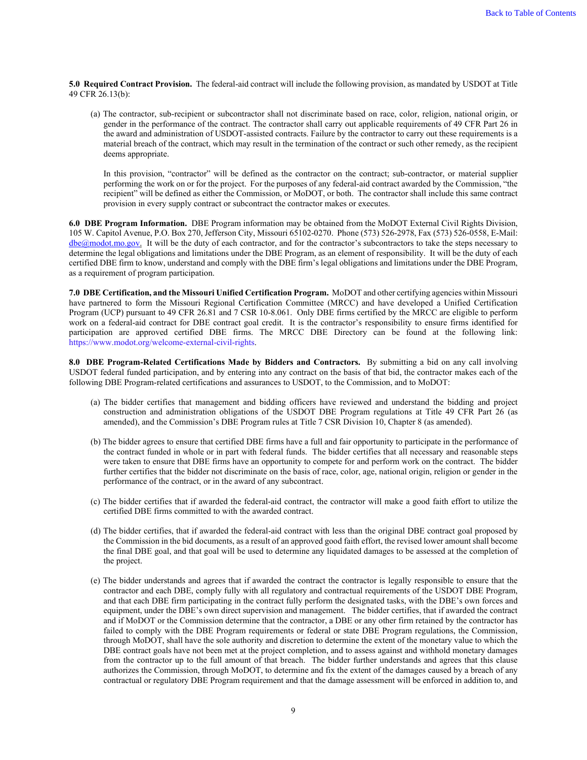**5.0 Required Contract Provision.** The federal-aid contract will include the following provision, as mandated by USDOT at Title 49 CFR 26.13(b):

(a) The contractor, sub-recipient or subcontractor shall not discriminate based on race, color, religion, national origin, or gender in the performance of the contract. The contractor shall carry out applicable requirements of 49 CFR Part 26 in the award and administration of USDOT-assisted contracts. Failure by the contractor to carry out these requirements is a material breach of the contract, which may result in the termination of the contract or such other remedy, as the recipient deems appropriate.

In this provision, "contractor" will be defined as the contractor on the contract; sub-contractor, or material supplier performing the work on or for the project. For the purposes of any federal-aid contract awarded by the Commission, "the recipient" will be defined as either the Commission, or MoDOT, or both. The contractor shall include this same contract provision in every supply contract or subcontract the contractor makes or executes.

**6.0 DBE Program Information.** DBE Program information may be obtained from the MoDOT External Civil Rights Division, 105 W. Capitol Avenue, P.O. Box 270, Jefferson City, Missouri 65102-0270. Phone (573) 526-2978, Fax (573) 526-0558, E-Mail: dbe@modot.mo.gov. It will be the duty of each contractor, and for the contractor's subcontractors to take the steps necessary to determine the legal obligations and limitations under the DBE Program, as an element of responsibility. It will be the duty of each certified DBE firm to know, understand and comply with the DBE firm's legal obligations and limitations under the DBE Program, as a requirement of program participation.

**7.0 DBE Certification, and the Missouri Unified Certification Program.** MoDOT and other certifying agencies within Missouri have partnered to form the Missouri Regional Certification Committee (MRCC) and have developed a Unified Certification Program (UCP) pursuant to 49 CFR 26.81 and 7 CSR 10-8.061. Only DBE firms certified by the MRCC are eligible to perform work on a federal-aid contract for DBE contract goal credit. It is the contractor's responsibility to ensure firms identified for participation are approved certified DBE firms. The MRCC DBE Directory can be found at the following link: https://www.modot.org/welcome-external-civil-rights.

**8.0 DBE Program-Related Certifications Made by Bidders and Contractors.** By submitting a bid on any call involving USDOT federal funded participation, and by entering into any contract on the basis of that bid, the contractor makes each of the following DBE Program-related certifications and assurances to USDOT, to the Commission, and to MoDOT:

(a) The bidder certifies that management and bidding officers have reviewed and understand the bidding and project construction and administration obligations of the USDOT DBE Program regulations at Title 49 CFR Part 26 (as amended), and the Commission's DBE Program rules at Title 7 CSR Division 10, Chapter 8 (as amended).

(b) The bidder agrees to ensure that certified DBE firms have a full and fair opportunity to participate in the performance of the contract funded in whole or in part with federal funds. The bidder certifies that all necessary and reasonable steps were taken to ensure that DBE firms have an opportunity to compete for and perform work on the contract. The bidder further certifies that the bidder not discriminate on the basis of race, color, age, national origin, religion or gender in the performance of the contract, or in the award of any subcontract.

(c) The bidder certifies that if awarded the federal-aid contract, the contractor will make a good faith effort to utilize the certified DBE firms committed to with the awarded contract.

(d) The bidder certifies, that if awarded the federal-aid contract with less than the original DBE contract goal proposed by the Commission in the bid documents, as a result of an approved good faith effort, the revised lower amount shall become the final DBE goal, and that goal will be used to determine any liquidated damages to be assessed at the completion of the project.

(e) The bidder understands and agrees that if awarded the contract the contractor is legally responsible to ensure that the contractor and each DBE, comply fully with all regulatory and contractual requirements of the USDOT DBE Program, and that each DBE firm participating in the contract fully perform the designated tasks, with the DBE's own forces and equipment, under the DBE's own direct supervision and management. The bidder certifies, that if awarded the contract and if MoDOT or the Commission determine that the contractor, a DBE or any other firm retained by the contractor has failed to comply with the DBE Program requirements or federal or state DBE Program regulations, the Commission, through MoDOT, shall have the sole authority and discretion to determine the extent of the monetary value to which the DBE contract goals have not been met at the project completion, and to assess against and withhold monetary damages from the contractor up to the full amount of that breach. The bidder further understands and agrees that this clause authorizes the Commission, through MoDOT, to determine and fix the extent of the damages caused by a breach of any contractual or regulatory DBE Program requirement and that the damage assessment will be enforced in addition to, and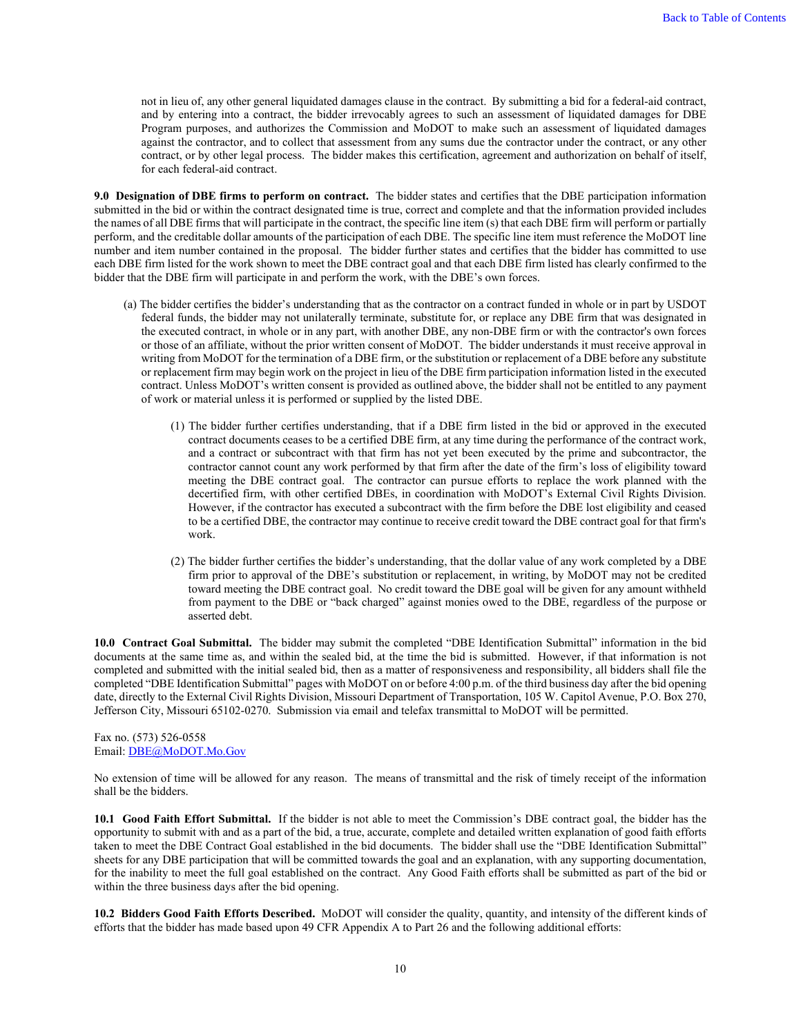not in lieu of, any other general liquidated damages clause in the contract. By submitting a bid for a federal-aid contract, and by entering into a contract, the bidder irrevocably agrees to such an assessment of liquidated damages for DBE Program purposes, and authorizes the Commission and MoDOT to make such an assessment of liquidated damages against the contractor, and to collect that assessment from any sums due the contractor under the contract, or any other contract, or by other legal process. The bidder makes this certification, agreement and authorization on behalf of itself, for each federal-aid contract.

**9.0 Designation of DBE firms to perform on contract.** The bidder states and certifies that the DBE participation information submitted in the bid or within the contract designated time is true, correct and complete and that the information provided includes the names of all DBE firms that will participate in the contract, the specific line item (s) that each DBE firm will perform or partially perform, and the creditable dollar amounts of the participation of each DBE. The specific line item must reference the MoDOT line number and item number contained in the proposal. The bidder further states and certifies that the bidder has committed to use each DBE firm listed for the work shown to meet the DBE contract goal and that each DBE firm listed has clearly confirmed to the bidder that the DBE firm will participate in and perform the work, with the DBE's own forces.

(a) The bidder certifies the bidder's understanding that as the contractor on a contract funded in whole or in part by USDOT federal funds, the bidder may not unilaterally terminate, substitute for, or replace any DBE firm that was designated in the executed contract, in whole or in any part, with another DBE, any non-DBE firm or with the contractor's own forces or those of an affiliate, without the prior written consent of MoDOT. The bidder understands it must receive approval in writing from MoDOT for the termination of a DBE firm, or the substitution or replacement of a DBE before any substitute or replacement firm may begin work on the project in lieu of the DBE firm participation information listed in the executed contract. Unless MoDOT's written consent is provided as outlined above, the bidder shall not be entitled to any payment of work or material unless it is performed or supplied by the listed DBE.

(1) The bidder further certifies understanding, that if a DBE firm listed in the bid or approved in the executed contract documents ceases to be a certified DBE firm, at any time during the performance of the contract work, and a contract or subcontract with that firm has not yet been executed by the prime and subcontractor, the contractor cannot count any work performed by that firm after the date of the firm's loss of eligibility toward meeting the DBE contract goal. The contractor can pursue efforts to replace the work planned with the decertified firm, with other certified DBEs, in coordination with MoDOT's External Civil Rights Division. However, if the contractor has executed a subcontract with the firm before the DBE lost eligibility and ceased to be a certified DBE, the contractor may continue to receive credit toward the DBE contract goal for that firm's work.

(2) The bidder further certifies the bidder's understanding, that the dollar value of any work completed by a DBE firm prior to approval of the DBE's substitution or replacement, in writing, by MoDOT may not be credited toward meeting the DBE contract goal. No credit toward the DBE goal will be given for any amount withheld from payment to the DBE or "back charged" against monies owed to the DBE, regardless of the purpose or asserted debt.

**10.0 Contract Goal Submittal.** The bidder may submit the completed "DBE Identification Submittal" information in the bid documents at the same time as, and within the sealed bid, at the time the bid is submitted. However, if that information is not completed and submitted with the initial sealed bid, then as a matter of responsiveness and responsibility, all bidders shall file the completed "DBE Identification Submittal" pages with MoDOT on or before 4:00 p.m. of the third business day after the bid opening date, directly to the External Civil Rights Division, Missouri Department of Transportation, 105 W. Capitol Avenue, P.O. Box 270, Jefferson City, Missouri 65102-0270. Submission via email and telefax transmittal to MoDOT will be permitted.

Fax no. (573) 526-0558
Email: DBE@MoDOT.Mo.Gov

No extension of time will be allowed for any reason. The means of transmittal and the risk of timely receipt of the information shall be the bidders.

**10.1 Good Faith Effort Submittal.** If the bidder is not able to meet the Commission's DBE contract goal, the bidder has the opportunity to submit with and as a part of the bid, a true, accurate, complete and detailed written explanation of good faith efforts taken to meet the DBE Contract Goal established in the bid documents. The bidder shall use the "DBE Identification Submittal" sheets for any DBE participation that will be committed towards the goal and an explanation, with any supporting documentation, for the inability to meet the full goal established on the contract. Any Good Faith efforts shall be submitted as part of the bid or within the three business days after the bid opening.

**10.2 Bidders Good Faith Efforts Described.** MoDOT will consider the quality, quantity, and intensity of the different kinds of efforts that the bidder has made based upon 49 CFR Appendix A to Part 26 and the following additional efforts: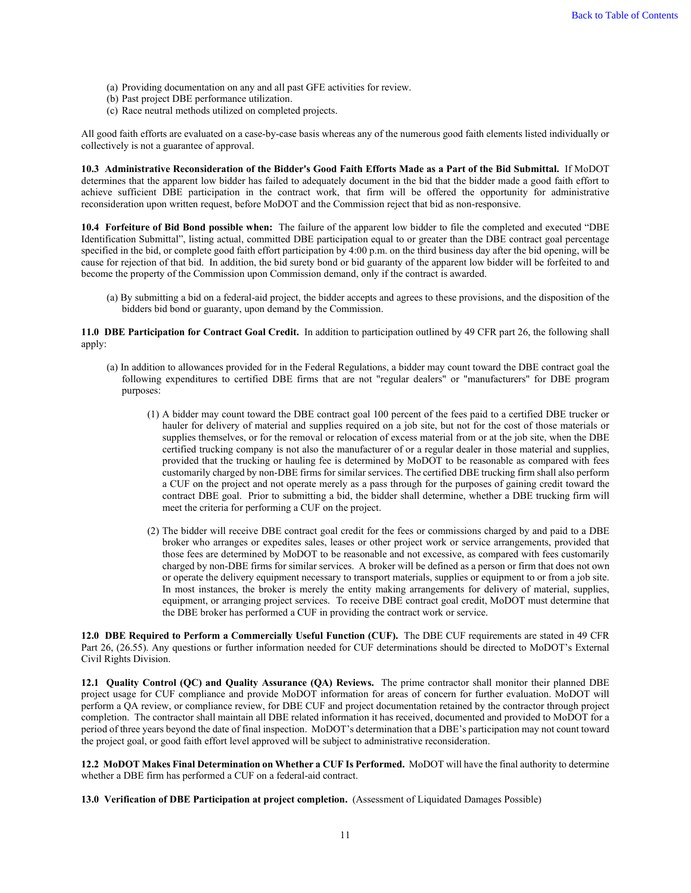(a) Providing documentation on any and all past GFE activities for review.
(b) Past project DBE performance utilization.
(c) Race neutral methods utilized on completed projects.

All good faith efforts are evaluated on a case-by-case basis whereas any of the numerous good faith elements listed individually or collectively is not a guarantee of approval.

**10.3 Administrative Reconsideration of the Bidder's Good Faith Efforts Made as a Part of the Bid Submittal.** If MoDOT determines that the apparent low bidder has failed to adequately document in the bid that the bidder made a good faith effort to achieve sufficient DBE participation in the contract work, that firm will be offered the opportunity for administrative reconsideration upon written request, before MoDOT and the Commission reject that bid as non-responsive.

**10.4 Forfeiture of Bid Bond possible when:** The failure of the apparent low bidder to file the completed and executed "DBE Identification Submittal", listing actual, committed DBE participation equal to or greater than the DBE contract goal percentage specified in the bid, or complete good faith effort participation by 4:00 p.m. on the third business day after the bid opening, will be cause for rejection of that bid. In addition, the bid surety bond or bid guaranty of the apparent low bidder will be forfeited to and become the property of the Commission upon Commission demand, only if the contract is awarded.

(a) By submitting a bid on a federal-aid project, the bidder accepts and agrees to these provisions, and the disposition of the bidders bid bond or guaranty, upon demand by the Commission.

**11.0 DBE Participation for Contract Goal Credit.** In addition to participation outlined by 49 CFR part 26, the following shall apply:

(a) In addition to allowances provided for in the Federal Regulations, a bidder may count toward the DBE contract goal the following expenditures to certified DBE firms that are not "regular dealers" or "manufacturers" for DBE program purposes:

(1) A bidder may count toward the DBE contract goal 100 percent of the fees paid to a certified DBE trucker or hauler for delivery of material and supplies required on a job site, but not for the cost of those materials or supplies themselves, or for the removal or relocation of excess material from or at the job site, when the DBE certified trucking company is not also the manufacturer of or a regular dealer in those material and supplies, provided that the trucking or hauling fee is determined by MoDOT to be reasonable as compared with fees customarily charged by non-DBE firms for similar services. The certified DBE trucking firm shall also perform a CUF on the project and not operate merely as a pass through for the purposes of gaining credit toward the contract DBE goal. Prior to submitting a bid, the bidder shall determine, whether a DBE trucking firm will meet the criteria for performing a CUF on the project.

(2) The bidder will receive DBE contract goal credit for the fees or commissions charged by and paid to a DBE broker who arranges or expedites sales, leases or other project work or service arrangements, provided that those fees are determined by MoDOT to be reasonable and not excessive, as compared with fees customarily charged by non-DBE firms for similar services. A broker will be defined as a person or firm that does not own or operate the delivery equipment necessary to transport materials, supplies or equipment to or from a job site. In most instances, the broker is merely the entity making arrangements for delivery of material, supplies, equipment, or arranging project services. To receive DBE contract goal credit, MoDOT must determine that the DBE broker has performed a CUF in providing the contract work or service.

**12.0 DBE Required to Perform a Commercially Useful Function (CUF).** The DBE CUF requirements are stated in 49 CFR Part 26, (26.55). Any questions or further information needed for CUF determinations should be directed to MoDOT's External Civil Rights Division.

**12.1 Quality Control (QC) and Quality Assurance (QA) Reviews.** The prime contractor shall monitor their planned DBE project usage for CUF compliance and provide MoDOT information for areas of concern for further evaluation. MoDOT will perform a QA review, or compliance review, for DBE CUF and project documentation retained by the contractor through project completion. The contractor shall maintain all DBE related information it has received, documented and provided to MoDOT for a period of three years beyond the date of final inspection. MoDOT's determination that a DBE's participation may not count toward the project goal, or good faith effort level approved will be subject to administrative reconsideration.

**12.2 MoDOT Makes Final Determination on Whether a CUF Is Performed.** MoDOT will have the final authority to determine whether a DBE firm has performed a CUF on a federal-aid contract.

**13.0 Verification of DBE Participation at project completion.** (Assessment of Liquidated Damages Possible)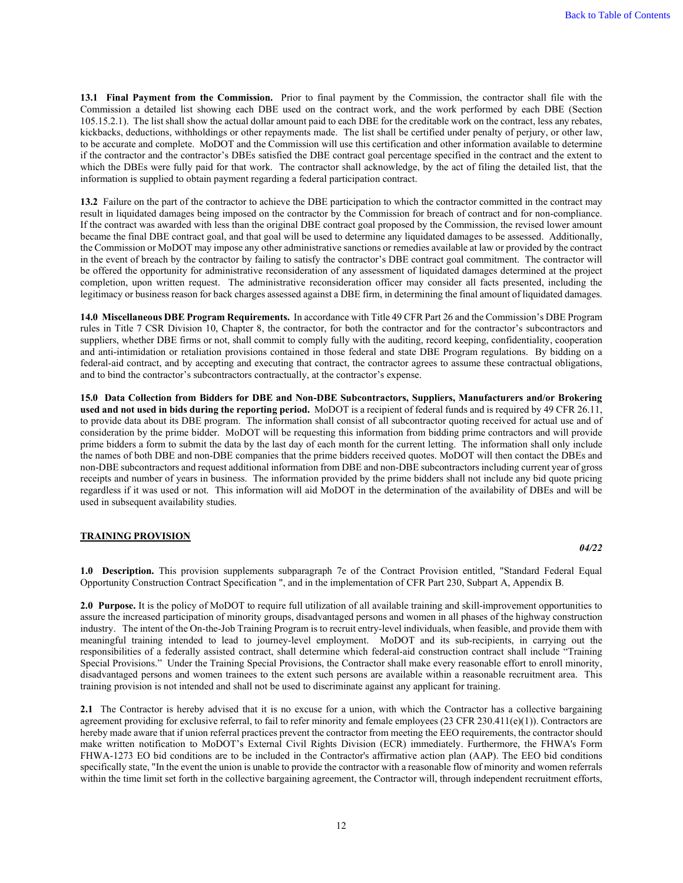**13.1 Final Payment from the Commission.** Prior to final payment by the Commission, the contractor shall file with the Commission a detailed list showing each DBE used on the contract work, and the work performed by each DBE (Section 105.15.2.1). The list shall show the actual dollar amount paid to each DBE for the creditable work on the contract, less any rebates, kickbacks, deductions, withholdings or other repayments made. The list shall be certified under penalty of perjury, or other law, to be accurate and complete. MoDOT and the Commission will use this certification and other information available to determine if the contractor and the contractor's DBEs satisfied the DBE contract goal percentage specified in the contract and the extent to which the DBEs were fully paid for that work. The contractor shall acknowledge, by the act of filing the detailed list, that the information is supplied to obtain payment regarding a federal participation contract.

**13.2** Failure on the part of the contractor to achieve the DBE participation to which the contractor committed in the contract may result in liquidated damages being imposed on the contractor by the Commission for breach of contract and for non-compliance. If the contract was awarded with less than the original DBE contract goal proposed by the Commission, the revised lower amount became the final DBE contract goal, and that goal will be used to determine any liquidated damages to be assessed. Additionally, the Commission or MoDOT may impose any other administrative sanctions or remedies available at law or provided by the contract in the event of breach by the contractor by failing to satisfy the contractor's DBE contract goal commitment. The contractor will be offered the opportunity for administrative reconsideration of any assessment of liquidated damages determined at the project completion, upon written request. The administrative reconsideration officer may consider all facts presented, including the legitimacy or business reason for back charges assessed against a DBE firm, in determining the final amount of liquidated damages.

**14.0 Miscellaneous DBE Program Requirements.** In accordance with Title 49 CFR Part 26 and the Commission's DBE Program rules in Title 7 CSR Division 10, Chapter 8, the contractor, for both the contractor and for the contractor's subcontractors and suppliers, whether DBE firms or not, shall commit to comply fully with the auditing, record keeping, confidentiality, cooperation and anti-intimidation or retaliation provisions contained in those federal and state DBE Program regulations. By bidding on a federal-aid contract, and by accepting and executing that contract, the contractor agrees to assume these contractual obligations, and to bind the contractor's subcontractors contractually, at the contractor's expense.

**15.0 Data Collection from Bidders for DBE and Non-DBE Subcontractors, Suppliers, Manufacturers and/or Brokering used and not used in bids during the reporting period.** MoDOT is a recipient of federal funds and is required by 49 CFR 26.11, to provide data about its DBE program. The information shall consist of all subcontractor quoting received for actual use and of consideration by the prime bidder. MoDOT will be requesting this information from bidding prime contractors and will provide prime bidders a form to submit the data by the last day of each month for the current letting. The information shall only include the names of both DBE and non-DBE companies that the prime bidders received quotes. MoDOT will then contact the DBEs and non-DBE subcontractors and request additional information from DBE and non-DBE subcontractors including current year of gross receipts and number of years in business. The information provided by the prime bidders shall not include any bid quote pricing regardless if it was used or not. This information will aid MoDOT in the determination of the availability of DBEs and will be used in subsequent availability studies.

## TRAINING PROVISION

***04/22***

**1.0 Description.** This provision supplements subparagraph 7e of the Contract Provision entitled, "Standard Federal Equal Opportunity Construction Contract Specification ", and in the implementation of CFR Part 230, Subpart A, Appendix B.

**2.0 Purpose.** It is the policy of MoDOT to require full utilization of all available training and skill-improvement opportunities to assure the increased participation of minority groups, disadvantaged persons and women in all phases of the highway construction industry. The intent of the On-the-Job Training Program is to recruit entry-level individuals, when feasible, and provide them with meaningful training intended to lead to journey-level employment. MoDOT and its sub-recipients, in carrying out the responsibilities of a federally assisted contract, shall determine which federal-aid construction contract shall include "Training Special Provisions." Under the Training Special Provisions, the Contractor shall make every reasonable effort to enroll minority, disadvantaged persons and women trainees to the extent such persons are available within a reasonable recruitment area. This training provision is not intended and shall not be used to discriminate against any applicant for training.

**2.1** The Contractor is hereby advised that it is no excuse for a union, with which the Contractor has a collective bargaining agreement providing for exclusive referral, to fail to refer minority and female employees (23 CFR 230.411(e)(1)). Contractors are hereby made aware that if union referral practices prevent the contractor from meeting the EEO requirements, the contractor should make written notification to MoDOT's External Civil Rights Division (ECR) immediately. Furthermore, the FHWA's Form FHWA-1273 EO bid conditions are to be included in the Contractor's affirmative action plan (AAP). The EEO bid conditions specifically state, "In the event the union is unable to provide the contractor with a reasonable flow of minority and women referrals within the time limit set forth in the collective bargaining agreement, the Contractor will, through independent recruitment efforts,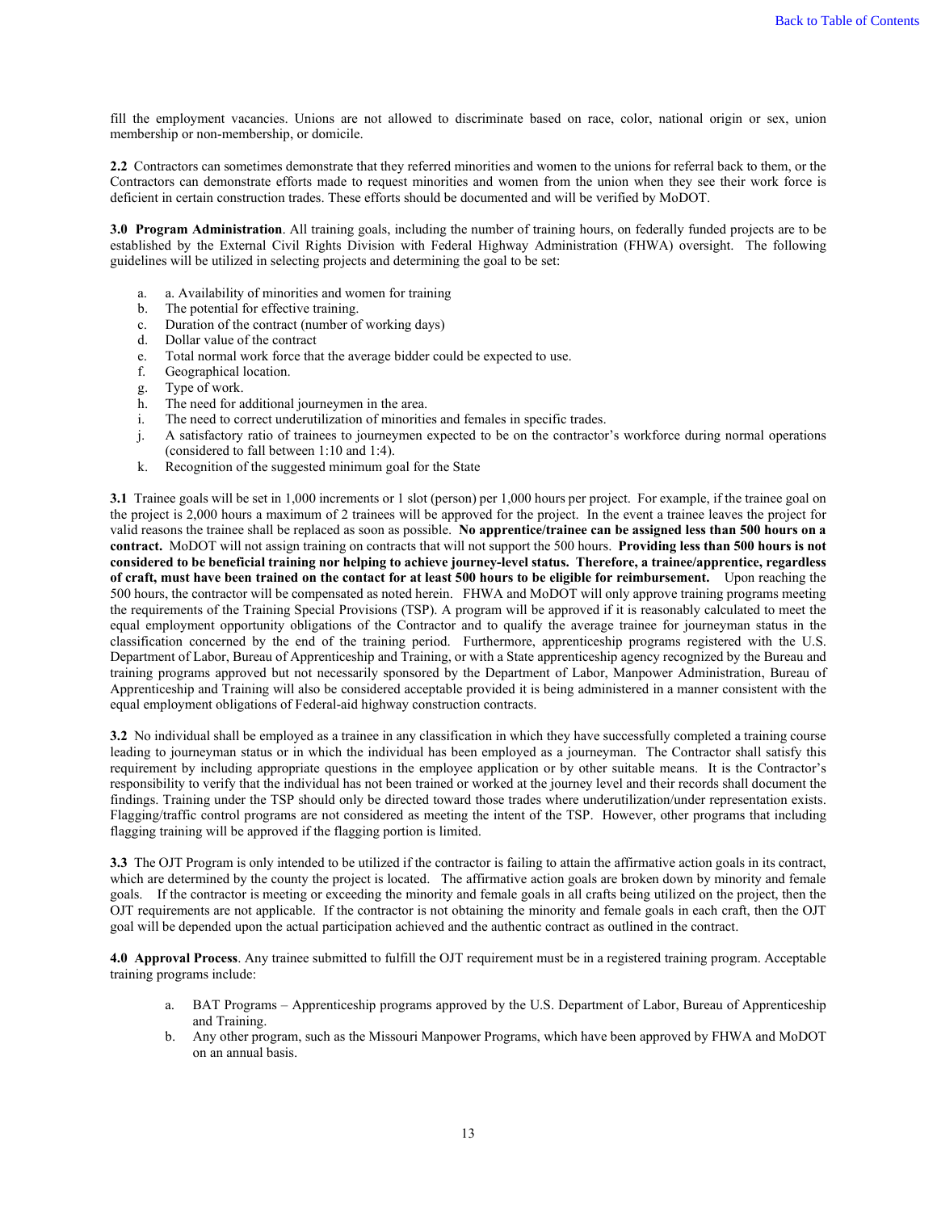fill the employment vacancies. Unions are not allowed to discriminate based on race, color, national origin or sex, union membership or non-membership, or domicile.

**2.2** Contractors can sometimes demonstrate that they referred minorities and women to the unions for referral back to them, or the Contractors can demonstrate efforts made to request minorities and women from the union when they see their work force is deficient in certain construction trades. These efforts should be documented and will be verified by MoDOT.

**3.0 Program Administration**. All training goals, including the number of training hours, on federally funded projects are to be established by the External Civil Rights Division with Federal Highway Administration (FHWA) oversight. The following guidelines will be utilized in selecting projects and determining the goal to be set:

a. a. Availability of minorities and women for training
b. The potential for effective training.
c. Duration of the contract (number of working days)
d. Dollar value of the contract
e. Total normal work force that the average bidder could be expected to use.
f. Geographical location.
g. Type of work.
h. The need for additional journeymen in the area.
i. The need to correct underutilization of minorities and females in specific trades.
j. A satisfactory ratio of trainees to journeymen expected to be on the contractor's workforce during normal operations (considered to fall between 1:10 and 1:4).
k. Recognition of the suggested minimum goal for the State

**3.1** Trainee goals will be set in 1,000 increments or 1 slot (person) per 1,000 hours per project. For example, if the trainee goal on the project is 2,000 hours a maximum of 2 trainees will be approved for the project. In the event a trainee leaves the project for valid reasons the trainee shall be replaced as soon as possible. **No apprentice/trainee can be assigned less than 500 hours on a contract.** MoDOT will not assign training on contracts that will not support the 500 hours. **Providing less than 500 hours is not considered to be beneficial training nor helping to achieve journey-level status. Therefore, a trainee/apprentice, regardless of craft, must have been trained on the contact for at least 500 hours to be eligible for reimbursement.** Upon reaching the 500 hours, the contractor will be compensated as noted herein. FHWA and MoDOT will only approve training programs meeting the requirements of the Training Special Provisions (TSP). A program will be approved if it is reasonably calculated to meet the equal employment opportunity obligations of the Contractor and to qualify the average trainee for journeyman status in the classification concerned by the end of the training period. Furthermore, apprenticeship programs registered with the U.S. Department of Labor, Bureau of Apprenticeship and Training, or with a State apprenticeship agency recognized by the Bureau and training programs approved but not necessarily sponsored by the Department of Labor, Manpower Administration, Bureau of Apprenticeship and Training will also be considered acceptable provided it is being administered in a manner consistent with the equal employment obligations of Federal-aid highway construction contracts.

**3.2** No individual shall be employed as a trainee in any classification in which they have successfully completed a training course leading to journeyman status or in which the individual has been employed as a journeyman. The Contractor shall satisfy this requirement by including appropriate questions in the employee application or by other suitable means. It is the Contractor's responsibility to verify that the individual has not been trained or worked at the journey level and their records shall document the findings. Training under the TSP should only be directed toward those trades where underutilization/under representation exists. Flagging/traffic control programs are not considered as meeting the intent of the TSP. However, other programs that including flagging training will be approved if the flagging portion is limited.

**3.3** The OJT Program is only intended to be utilized if the contractor is failing to attain the affirmative action goals in its contract, which are determined by the county the project is located. The affirmative action goals are broken down by minority and female goals. If the contractor is meeting or exceeding the minority and female goals in all crafts being utilized on the project, then the OJT requirements are not applicable. If the contractor is not obtaining the minority and female goals in each craft, then the OJT goal will be depended upon the actual participation achieved and the authentic contract as outlined in the contract.

**4.0 Approval Process**. Any trainee submitted to fulfill the OJT requirement must be in a registered training program. Acceptable training programs include:

a. BAT Programs – Apprenticeship programs approved by the U.S. Department of Labor, Bureau of Apprenticeship and Training.
b. Any other program, such as the Missouri Manpower Programs, which have been approved by FHWA and MoDOT on an annual basis.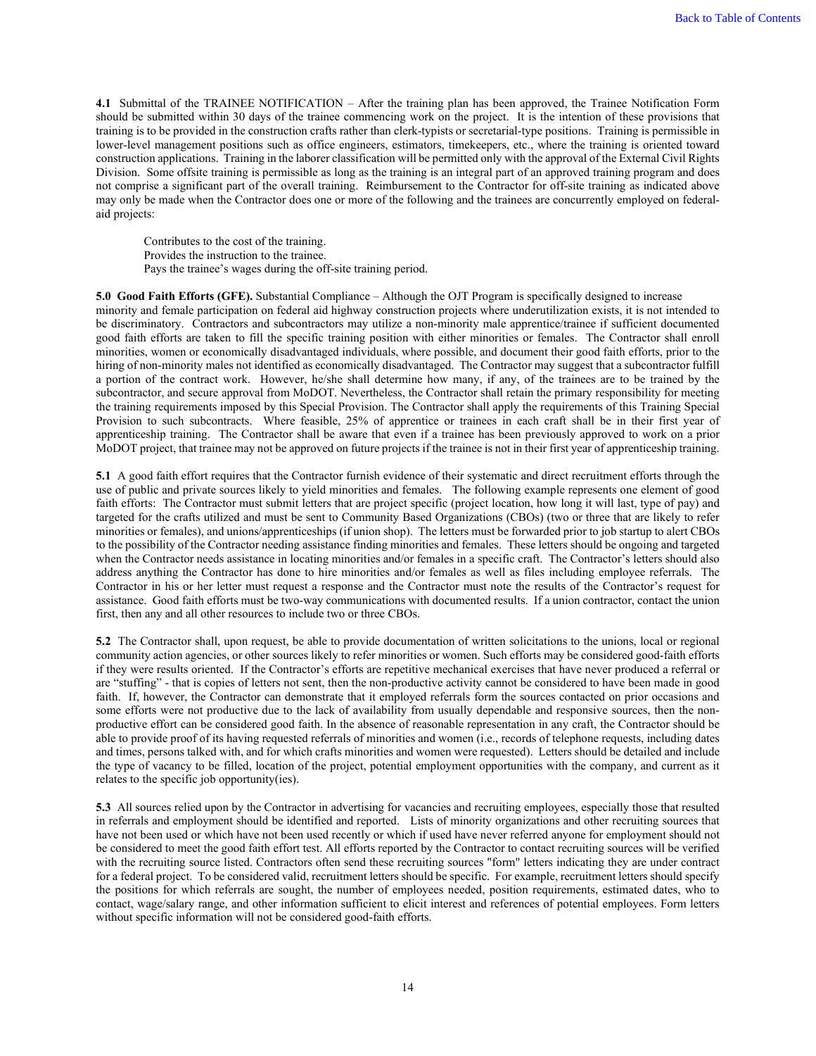**4.1** Submittal of the TRAINEE NOTIFICATION – After the training plan has been approved, the Trainee Notification Form should be submitted within 30 days of the trainee commencing work on the project. It is the intention of these provisions that training is to be provided in the construction crafts rather than clerk-typists or secretarial-type positions. Training is permissible in lower-level management positions such as office engineers, estimators, timekeepers, etc., where the training is oriented toward construction applications. Training in the laborer classification will be permitted only with the approval of the External Civil Rights Division. Some offsite training is permissible as long as the training is an integral part of an approved training program and does not comprise a significant part of the overall training. Reimbursement to the Contractor for off-site training as indicated above may only be made when the Contractor does one or more of the following and the trainees are concurrently employed on federal-aid projects:

Contributes to the cost of the training.
Provides the instruction to the trainee.
Pays the trainee's wages during the off-site training period.

**5.0 Good Faith Efforts (GFE).** Substantial Compliance – Although the OJT Program is specifically designed to increase minority and female participation on federal aid highway construction projects where underutilization exists, it is not intended to be discriminatory. Contractors and subcontractors may utilize a non-minority male apprentice/trainee if sufficient documented good faith efforts are taken to fill the specific training position with either minorities or females. The Contractor shall enroll minorities, women or economically disadvantaged individuals, where possible, and document their good faith efforts, prior to the hiring of non-minority males not identified as economically disadvantaged. The Contractor may suggest that a subcontractor fulfill a portion of the contract work. However, he/she shall determine how many, if any, of the trainees are to be trained by the subcontractor, and secure approval from MoDOT. Nevertheless, the Contractor shall retain the primary responsibility for meeting the training requirements imposed by this Special Provision. The Contractor shall apply the requirements of this Training Special Provision to such subcontracts. Where feasible, 25% of apprentice or trainees in each craft shall be in their first year of apprenticeship training. The Contractor shall be aware that even if a trainee has been previously approved to work on a prior MoDOT project, that trainee may not be approved on future projects if the trainee is not in their first year of apprenticeship training.

**5.1** A good faith effort requires that the Contractor furnish evidence of their systematic and direct recruitment efforts through the use of public and private sources likely to yield minorities and females. The following example represents one element of good faith efforts: The Contractor must submit letters that are project specific (project location, how long it will last, type of pay) and targeted for the crafts utilized and must be sent to Community Based Organizations (CBOs) (two or three that are likely to refer minorities or females), and unions/apprenticeships (if union shop). The letters must be forwarded prior to job startup to alert CBOs to the possibility of the Contractor needing assistance finding minorities and females. These letters should be ongoing and targeted when the Contractor needs assistance in locating minorities and/or females in a specific craft. The Contractor's letters should also address anything the Contractor has done to hire minorities and/or females as well as files including employee referrals. The Contractor in his or her letter must request a response and the Contractor must note the results of the Contractor's request for assistance. Good faith efforts must be two-way communications with documented results. If a union contractor, contact the union first, then any and all other resources to include two or three CBOs.

**5.2** The Contractor shall, upon request, be able to provide documentation of written solicitations to the unions, local or regional community action agencies, or other sources likely to refer minorities or women. Such efforts may be considered good-faith efforts if they were results oriented. If the Contractor's efforts are repetitive mechanical exercises that have never produced a referral or are "stuffing" - that is copies of letters not sent, then the non-productive activity cannot be considered to have been made in good faith. If, however, the Contractor can demonstrate that it employed referrals form the sources contacted on prior occasions and some efforts were not productive due to the lack of availability from usually dependable and responsive sources, then the non-productive effort can be considered good faith. In the absence of reasonable representation in any craft, the Contractor should be able to provide proof of its having requested referrals of minorities and women (i.e., records of telephone requests, including dates and times, persons talked with, and for which crafts minorities and women were requested). Letters should be detailed and include the type of vacancy to be filled, location of the project, potential employment opportunities with the company, and current as it relates to the specific job opportunity(ies).

**5.3** All sources relied upon by the Contractor in advertising for vacancies and recruiting employees, especially those that resulted in referrals and employment should be identified and reported. Lists of minority organizations and other recruiting sources that have not been used or which have not been used recently or which if used have never referred anyone for employment should not be considered to meet the good faith effort test. All efforts reported by the Contractor to contact recruiting sources will be verified with the recruiting source listed. Contractors often send these recruiting sources "form" letters indicating they are under contract for a federal project. To be considered valid, recruitment letters should be specific. For example, recruitment letters should specify the positions for which referrals are sought, the number of employees needed, position requirements, estimated dates, who to contact, wage/salary range, and other information sufficient to elicit interest and references of potential employees. Form letters without specific information will not be considered good-faith efforts.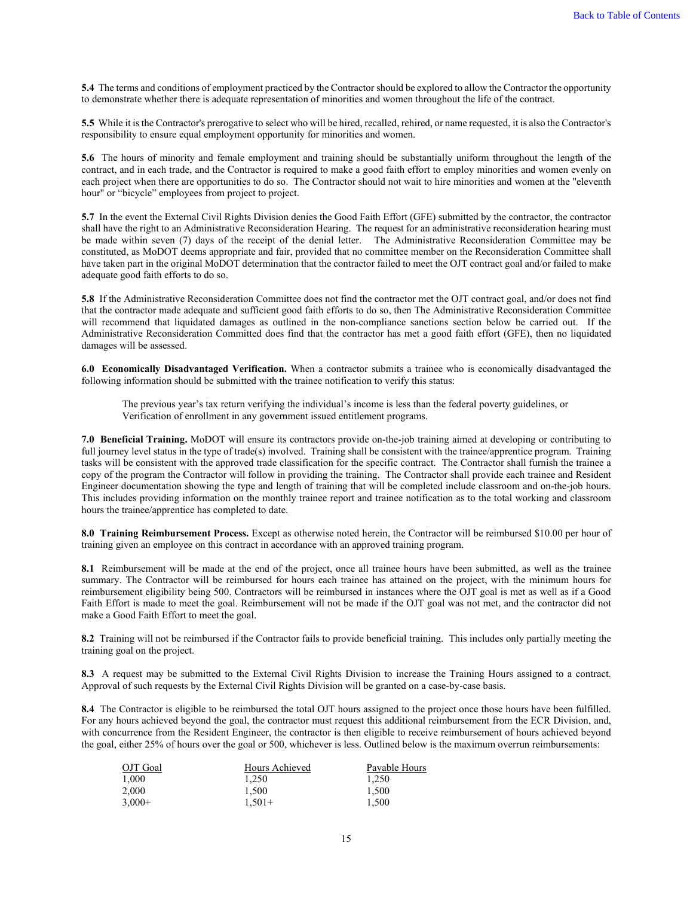**5.4** The terms and conditions of employment practiced by the Contractor should be explored to allow the Contractor the opportunity to demonstrate whether there is adequate representation of minorities and women throughout the life of the contract.

**5.5** While it is the Contractor's prerogative to select who will be hired, recalled, rehired, or name requested, it is also the Contractor's responsibility to ensure equal employment opportunity for minorities and women.

**5.6** The hours of minority and female employment and training should be substantially uniform throughout the length of the contract, and in each trade, and the Contractor is required to make a good faith effort to employ minorities and women evenly on each project when there are opportunities to do so. The Contractor should not wait to hire minorities and women at the "eleventh hour" or "bicycle" employees from project to project.

**5.7** In the event the External Civil Rights Division denies the Good Faith Effort (GFE) submitted by the contractor, the contractor shall have the right to an Administrative Reconsideration Hearing. The request for an administrative reconsideration hearing must be made within seven (7) days of the receipt of the denial letter. The Administrative Reconsideration Committee may be constituted, as MoDOT deems appropriate and fair, provided that no committee member on the Reconsideration Committee shall have taken part in the original MoDOT determination that the contractor failed to meet the OJT contract goal and/or failed to make adequate good faith efforts to do so.

**5.8** If the Administrative Reconsideration Committee does not find the contractor met the OJT contract goal, and/or does not find that the contractor made adequate and sufficient good faith efforts to do so, then The Administrative Reconsideration Committee will recommend that liquidated damages as outlined in the non-compliance sanctions section below be carried out. If the Administrative Reconsideration Committed does find that the contractor has met a good faith effort (GFE), then no liquidated damages will be assessed.

**6.0 Economically Disadvantaged Verification.** When a contractor submits a trainee who is economically disadvantaged the following information should be submitted with the trainee notification to verify this status:

> The previous year's tax return verifying the individual's income is less than the federal poverty guidelines, or
> Verification of enrollment in any government issued entitlement programs.

**7.0 Beneficial Training.** MoDOT will ensure its contractors provide on-the-job training aimed at developing or contributing to full journey level status in the type of trade(s) involved. Training shall be consistent with the trainee/apprentice program. Training tasks will be consistent with the approved trade classification for the specific contract. The Contractor shall furnish the trainee a copy of the program the Contractor will follow in providing the training. The Contractor shall provide each trainee and Resident Engineer documentation showing the type and length of training that will be completed include classroom and on-the-job hours. This includes providing information on the monthly trainee report and trainee notification as to the total working and classroom hours the trainee/apprentice has completed to date.

**8.0 Training Reimbursement Process.** Except as otherwise noted herein, the Contractor will be reimbursed $10.00 per hour of training given an employee on this contract in accordance with an approved training program.

**8.1** Reimbursement will be made at the end of the project, once all trainee hours have been submitted, as well as the trainee summary. The Contractor will be reimbursed for hours each trainee has attained on the project, with the minimum hours for reimbursement eligibility being 500. Contractors will be reimbursed in instances where the OJT goal is met as well as if a Good Faith Effort is made to meet the goal. Reimbursement will not be made if the OJT goal was not met, and the contractor did not make a Good Faith Effort to meet the goal.

**8.2** Training will not be reimbursed if the Contractor fails to provide beneficial training. This includes only partially meeting the training goal on the project.

**8.3** A request may be submitted to the External Civil Rights Division to increase the Training Hours assigned to a contract. Approval of such requests by the External Civil Rights Division will be granted on a case-by-case basis.

**8.4** The Contractor is eligible to be reimbursed the total OJT hours assigned to the project once those hours have been fulfilled. For any hours achieved beyond the goal, the contractor must request this additional reimbursement from the ECR Division, and, with concurrence from the Resident Engineer, the contractor is then eligible to receive reimbursement of hours achieved beyond the goal, either 25% of hours over the goal or 500, whichever is less. Outlined below is the maximum overrun reimbursements:

| OJT Goal | Hours Achieved | Payable Hours |
|---|---|---|
| 1,000 | 1,250 | 1,250 |
| 2,000 | 1,500 | 1,500 |
| 3,000+ | 1,501+ | 1,500 |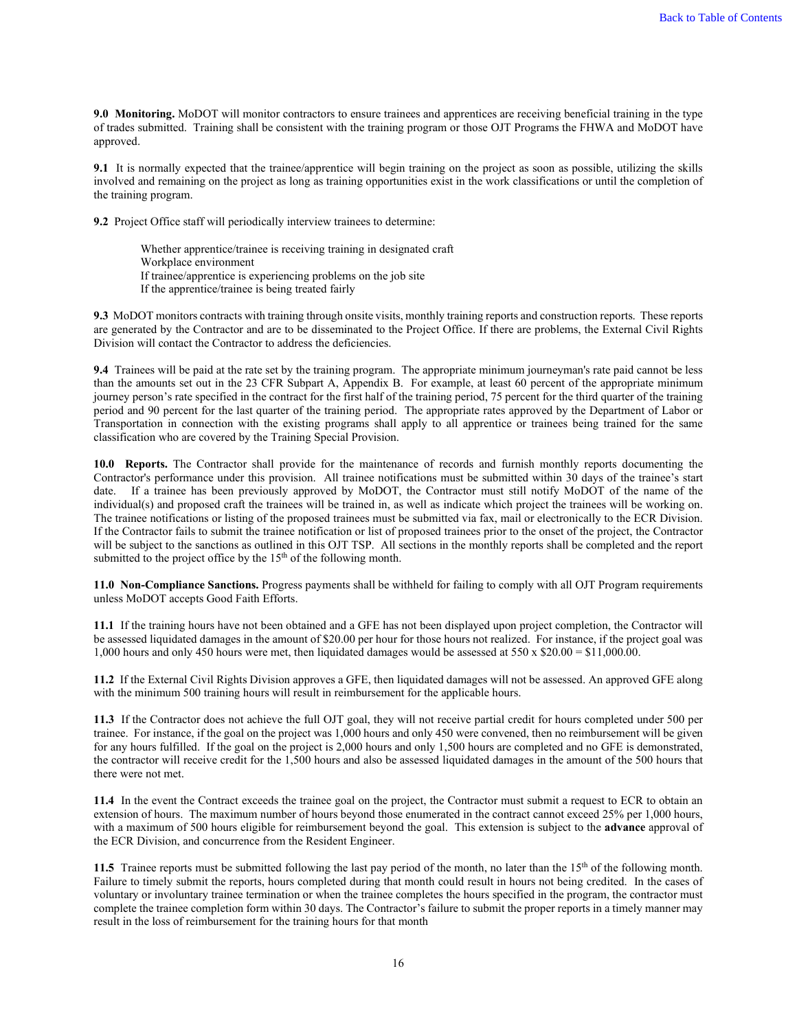**9.0 Monitoring.** MoDOT will monitor contractors to ensure trainees and apprentices are receiving beneficial training in the type of trades submitted. Training shall be consistent with the training program or those OJT Programs the FHWA and MoDOT have approved.

**9.1** It is normally expected that the trainee/apprentice will begin training on the project as soon as possible, utilizing the skills involved and remaining on the project as long as training opportunities exist in the work classifications or until the completion of the training program.

**9.2** Project Office staff will periodically interview trainees to determine:

Whether apprentice/trainee is receiving training in designated craft
Workplace environment
If trainee/apprentice is experiencing problems on the job site
If the apprentice/trainee is being treated fairly

**9.3** MoDOT monitors contracts with training through onsite visits, monthly training reports and construction reports. These reports are generated by the Contractor and are to be disseminated to the Project Office. If there are problems, the External Civil Rights Division will contact the Contractor to address the deficiencies.

**9.4** Trainees will be paid at the rate set by the training program. The appropriate minimum journeyman's rate paid cannot be less than the amounts set out in the 23 CFR Subpart A, Appendix B. For example, at least 60 percent of the appropriate minimum journey person's rate specified in the contract for the first half of the training period, 75 percent for the third quarter of the training period and 90 percent for the last quarter of the training period. The appropriate rates approved by the Department of Labor or Transportation in connection with the existing programs shall apply to all apprentice or trainees being trained for the same classification who are covered by the Training Special Provision.

**10.0 Reports.** The Contractor shall provide for the maintenance of records and furnish monthly reports documenting the Contractor's performance under this provision. All trainee notifications must be submitted within 30 days of the trainee's start date. If a trainee has been previously approved by MoDOT, the Contractor must still notify MoDOT of the name of the individual(s) and proposed craft the trainees will be trained in, as well as indicate which project the trainees will be working on. The trainee notifications or listing of the proposed trainees must be submitted via fax, mail or electronically to the ECR Division. If the Contractor fails to submit the trainee notification or list of proposed trainees prior to the onset of the project, the Contractor will be subject to the sanctions as outlined in this OJT TSP. All sections in the monthly reports shall be completed and the report submitted to the project office by the 15th of the following month.

**11.0 Non-Compliance Sanctions.** Progress payments shall be withheld for failing to comply with all OJT Program requirements unless MoDOT accepts Good Faith Efforts.

**11.1** If the training hours have not been obtained and a GFE has not been displayed upon project completion, the Contractor will be assessed liquidated damages in the amount of $20.00 per hour for those hours not realized. For instance, if the project goal was 1,000 hours and only 450 hours were met, then liquidated damages would be assessed at 550 x $20.00 = $11,000.00.

**11.2** If the External Civil Rights Division approves a GFE, then liquidated damages will not be assessed. An approved GFE along with the minimum 500 training hours will result in reimbursement for the applicable hours.

**11.3** If the Contractor does not achieve the full OJT goal, they will not receive partial credit for hours completed under 500 per trainee. For instance, if the goal on the project was 1,000 hours and only 450 were convened, then no reimbursement will be given for any hours fulfilled. If the goal on the project is 2,000 hours and only 1,500 hours are completed and no GFE is demonstrated, the contractor will receive credit for the 1,500 hours and also be assessed liquidated damages in the amount of the 500 hours that there were not met.

**11.4** In the event the Contract exceeds the trainee goal on the project, the Contractor must submit a request to ECR to obtain an extension of hours. The maximum number of hours beyond those enumerated in the contract cannot exceed 25% per 1,000 hours, with a maximum of 500 hours eligible for reimbursement beyond the goal. This extension is subject to the **advance** approval of the ECR Division, and concurrence from the Resident Engineer.

**11.5** Trainee reports must be submitted following the last pay period of the month, no later than the 15th of the following month. Failure to timely submit the reports, hours completed during that month could result in hours not being credited. In the cases of voluntary or involuntary trainee termination or when the trainee completes the hours specified in the program, the contractor must complete the trainee completion form within 30 days. The Contractor's failure to submit the proper reports in a timely manner may result in the loss of reimbursement for the training hours for that month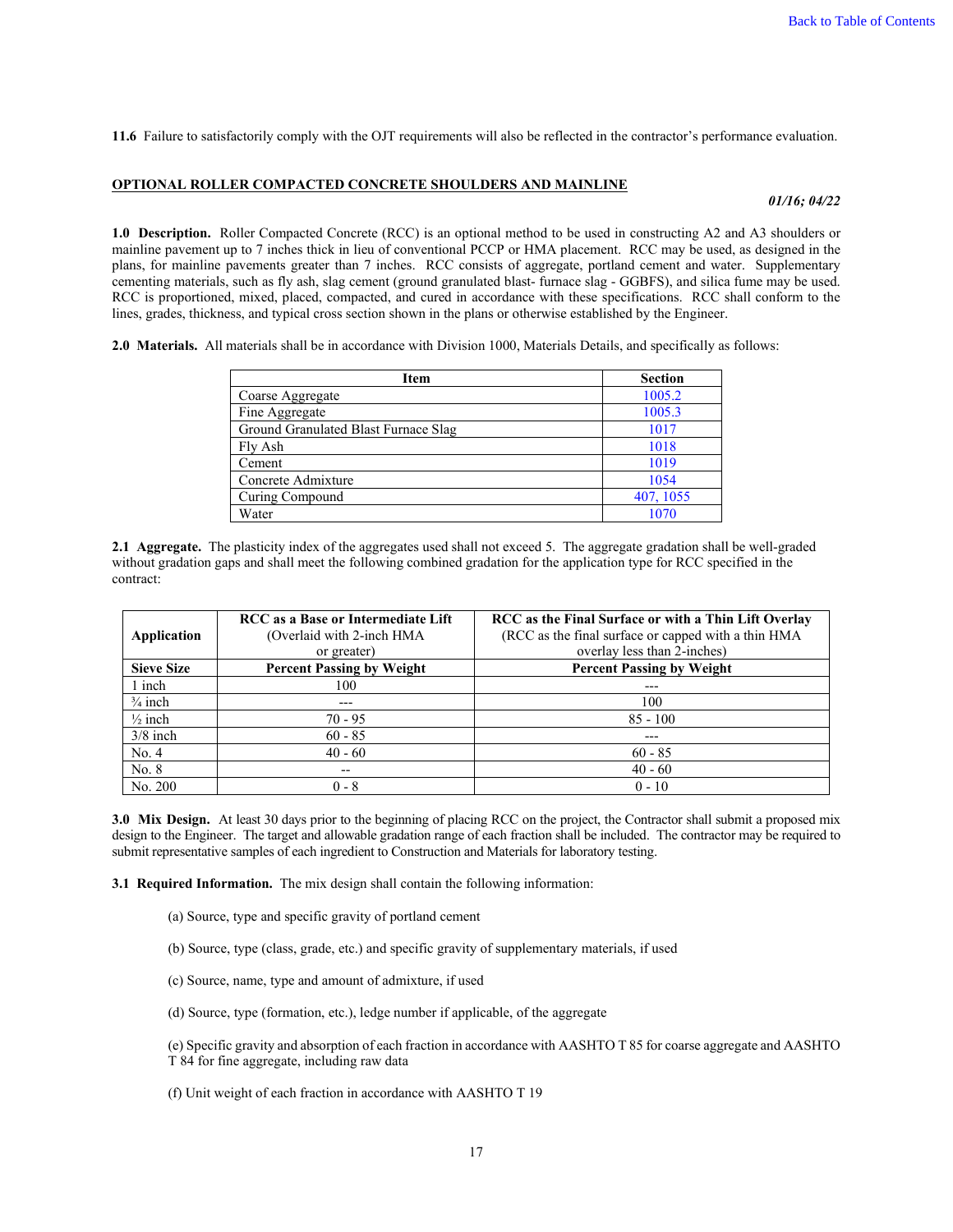**11.6** Failure to satisfactorily comply with the OJT requirements will also be reflected in the contractor's performance evaluation.

## OPTIONAL ROLLER COMPACTED CONCRETE SHOULDERS AND MAINLINE

*01/16; 04/22*

**1.0 Description.** Roller Compacted Concrete (RCC) is an optional method to be used in constructing A2 and A3 shoulders or mainline pavement up to 7 inches thick in lieu of conventional PCCP or HMA placement. RCC may be used, as designed in the plans, for mainline pavements greater than 7 inches. RCC consists of aggregate, portland cement and water. Supplementary cementing materials, such as fly ash, slag cement (ground granulated blast- furnace slag - GGBFS), and silica fume may be used. RCC is proportioned, mixed, placed, compacted, and cured in accordance with these specifications. RCC shall conform to the lines, grades, thickness, and typical cross section shown in the plans or otherwise established by the Engineer.

**2.0 Materials.** All materials shall be in accordance with Division 1000, Materials Details, and specifically as follows:

| Item | Section |
|---|---|
| Coarse Aggregate | 1005.2 |
| Fine Aggregate | 1005.3 |
| Ground Granulated Blast Furnace Slag | 1017 |
| Fly Ash | 1018 |
| Cement | 1019 |
| Concrete Admixture | 1054 |
| Curing Compound | 407, 1055 |
| Water | 1070 |

**2.1 Aggregate.** The plasticity index of the aggregates used shall not exceed 5. The aggregate gradation shall be well-graded without gradation gaps and shall meet the following combined gradation for the application type for RCC specified in the contract:

| Application | **RCC as a Base or Intermediate Lift** (Overlaid with 2-inch HMA or greater) | **RCC as the Final Surface or with a Thin Lift Overlay** (RCC as the final surface or capped with a thin HMA overlay less than 2-inches) |
|---|---|---|
| **Sieve Size** | **Percent Passing by Weight** | **Percent Passing by Weight** |
| 1 inch | 100 | --- |
| ¾ inch | --- | 100 |
| ½ inch | 70 - 95 | 85 - 100 |
| 3/8 inch | 60 - 85 | --- |
| No. 4 | 40 - 60 | 60 - 85 |
| No. 8 | -- | 40 - 60 |
| No. 200 | 0 - 8 | 0 - 10 |

**3.0 Mix Design.** At least 30 days prior to the beginning of placing RCC on the project, the Contractor shall submit a proposed mix design to the Engineer. The target and allowable gradation range of each fraction shall be included. The contractor may be required to submit representative samples of each ingredient to Construction and Materials for laboratory testing.

**3.1 Required Information.** The mix design shall contain the following information:

(a) Source, type and specific gravity of portland cement

(b) Source, type (class, grade, etc.) and specific gravity of supplementary materials, if used

(c) Source, name, type and amount of admixture, if used

(d) Source, type (formation, etc.), ledge number if applicable, of the aggregate

(e) Specific gravity and absorption of each fraction in accordance with AASHTO T 85 for coarse aggregate and AASHTO T 84 for fine aggregate, including raw data

(f) Unit weight of each fraction in accordance with AASHTO T 19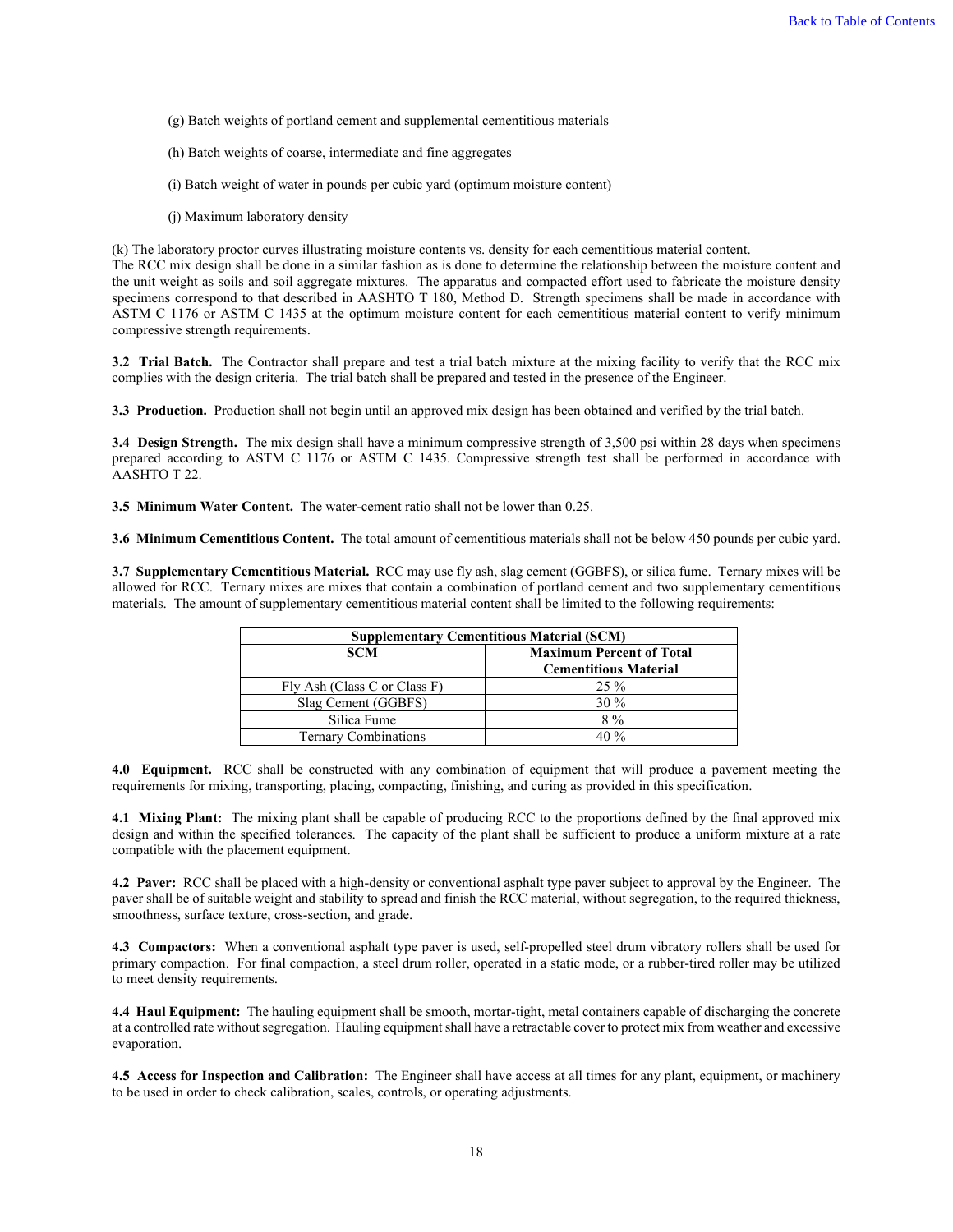(g) Batch weights of portland cement and supplemental cementitious materials

(h) Batch weights of coarse, intermediate and fine aggregates

(i) Batch weight of water in pounds per cubic yard (optimum moisture content)

(j) Maximum laboratory density

(k) The laboratory proctor curves illustrating moisture contents vs. density for each cementitious material content.
The RCC mix design shall be done in a similar fashion as is done to determine the relationship between the moisture content and the unit weight as soils and soil aggregate mixtures. The apparatus and compacted effort used to fabricate the moisture density specimens correspond to that described in AASHTO T 180, Method D. Strength specimens shall be made in accordance with ASTM C 1176 or ASTM C 1435 at the optimum moisture content for each cementitious material content to verify minimum compressive strength requirements.

**3.2 Trial Batch.** The Contractor shall prepare and test a trial batch mixture at the mixing facility to verify that the RCC mix complies with the design criteria. The trial batch shall be prepared and tested in the presence of the Engineer.

**3.3 Production.** Production shall not begin until an approved mix design has been obtained and verified by the trial batch.

**3.4 Design Strength.** The mix design shall have a minimum compressive strength of 3,500 psi within 28 days when specimens prepared according to ASTM C 1176 or ASTM C 1435. Compressive strength test shall be performed in accordance with AASHTO T 22.

**3.5 Minimum Water Content.** The water-cement ratio shall not be lower than 0.25.

**3.6 Minimum Cementitious Content.** The total amount of cementitious materials shall not be below 450 pounds per cubic yard.

**3.7 Supplementary Cementitious Material.** RCC may use fly ash, slag cement (GGBFS), or silica fume. Ternary mixes will be allowed for RCC. Ternary mixes are mixes that contain a combination of portland cement and two supplementary cementitious materials. The amount of supplementary cementitious material content shall be limited to the following requirements:

| Supplementary Cementitious Material (SCM) | |
|---|---|
| **SCM** | **Maximum Percent of Total Cementitious Material** |
| Fly Ash (Class C or Class F) | 25 % |
| Slag Cement (GGBFS) | 30 % |
| Silica Fume | 8 % |
| Ternary Combinations | 40 % |

**4.0 Equipment.** RCC shall be constructed with any combination of equipment that will produce a pavement meeting the requirements for mixing, transporting, placing, compacting, finishing, and curing as provided in this specification.

**4.1 Mixing Plant:** The mixing plant shall be capable of producing RCC to the proportions defined by the final approved mix design and within the specified tolerances. The capacity of the plant shall be sufficient to produce a uniform mixture at a rate compatible with the placement equipment.

**4.2 Paver:** RCC shall be placed with a high-density or conventional asphalt type paver subject to approval by the Engineer. The paver shall be of suitable weight and stability to spread and finish the RCC material, without segregation, to the required thickness, smoothness, surface texture, cross-section, and grade.

**4.3 Compactors:** When a conventional asphalt type paver is used, self-propelled steel drum vibratory rollers shall be used for primary compaction. For final compaction, a steel drum roller, operated in a static mode, or a rubber-tired roller may be utilized to meet density requirements.

**4.4 Haul Equipment:** The hauling equipment shall be smooth, mortar-tight, metal containers capable of discharging the concrete at a controlled rate without segregation. Hauling equipment shall have a retractable cover to protect mix from weather and excessive evaporation.

**4.5 Access for Inspection and Calibration:** The Engineer shall have access at all times for any plant, equipment, or machinery to be used in order to check calibration, scales, controls, or operating adjustments.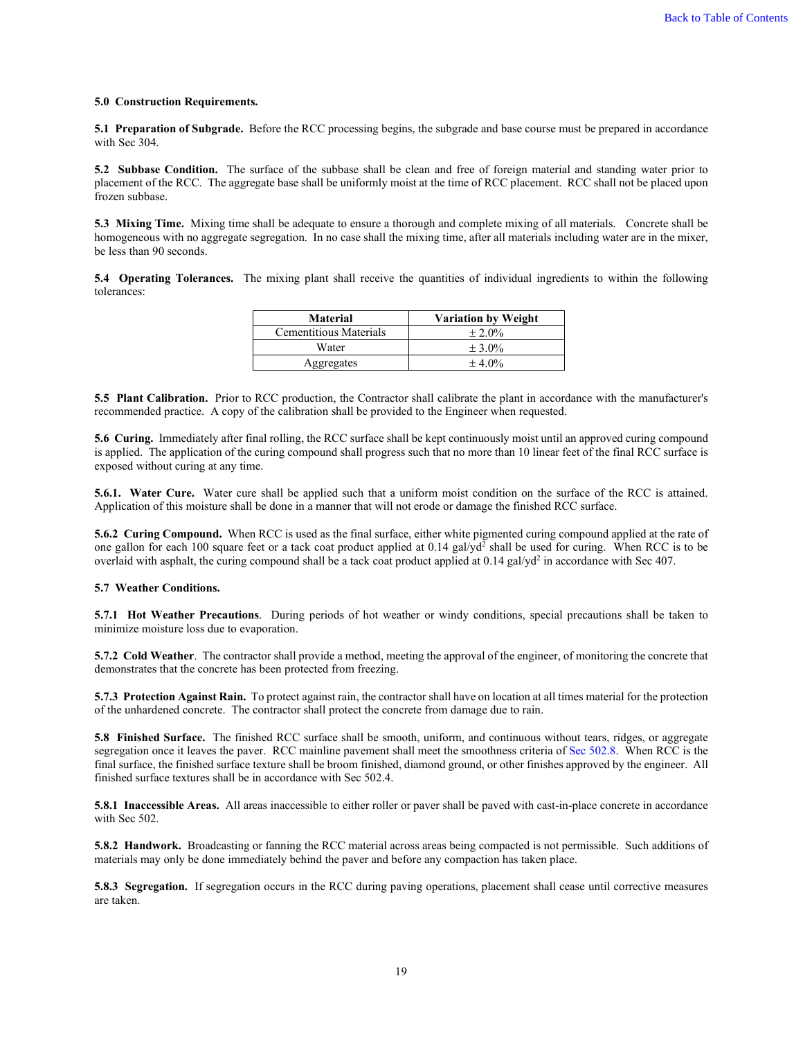**5.0 Construction Requirements.**

**5.1 Preparation of Subgrade.** Before the RCC processing begins, the subgrade and base course must be prepared in accordance with Sec 304.

**5.2 Subbase Condition.** The surface of the subbase shall be clean and free of foreign material and standing water prior to placement of the RCC. The aggregate base shall be uniformly moist at the time of RCC placement. RCC shall not be placed upon frozen subbase.

**5.3 Mixing Time.** Mixing time shall be adequate to ensure a thorough and complete mixing of all materials. Concrete shall be homogeneous with no aggregate segregation. In no case shall the mixing time, after all materials including water are in the mixer, be less than 90 seconds.

**5.4 Operating Tolerances.** The mixing plant shall receive the quantities of individual ingredients to within the following tolerances:

| Material | Variation by Weight |
| --- | --- |
| Cementitious Materials | ± 2.0% |
| Water | ± 3.0% |
| Aggregates | ± 4.0% |

**5.5 Plant Calibration.** Prior to RCC production, the Contractor shall calibrate the plant in accordance with the manufacturer's recommended practice. A copy of the calibration shall be provided to the Engineer when requested.

**5.6 Curing.** Immediately after final rolling, the RCC surface shall be kept continuously moist until an approved curing compound is applied. The application of the curing compound shall progress such that no more than 10 linear feet of the final RCC surface is exposed without curing at any time.

**5.6.1. Water Cure.** Water cure shall be applied such that a uniform moist condition on the surface of the RCC is attained. Application of this moisture shall be done in a manner that will not erode or damage the finished RCC surface.

**5.6.2 Curing Compound.** When RCC is used as the final surface, either white pigmented curing compound applied at the rate of one gallon for each 100 square feet or a tack coat product applied at 0.14 gal/yd$^2$ shall be used for curing. When RCC is to be overlaid with asphalt, the curing compound shall be a tack coat product applied at 0.14 gal/yd$^2$ in accordance with Sec 407.

**5.7 Weather Conditions.**

**5.7.1 Hot Weather Precautions**. During periods of hot weather or windy conditions, special precautions shall be taken to minimize moisture loss due to evaporation.

**5.7.2 Cold Weather**. The contractor shall provide a method, meeting the approval of the engineer, of monitoring the concrete that demonstrates that the concrete has been protected from freezing.

**5.7.3 Protection Against Rain.** To protect against rain, the contractor shall have on location at all times material for the protection of the unhardened concrete. The contractor shall protect the concrete from damage due to rain.

**5.8 Finished Surface.** The finished RCC surface shall be smooth, uniform, and continuous without tears, ridges, or aggregate segregation once it leaves the paver. RCC mainline pavement shall meet the smoothness criteria of Sec 502.8. When RCC is the final surface, the finished surface texture shall be broom finished, diamond ground, or other finishes approved by the engineer. All finished surface textures shall be in accordance with Sec 502.4.

**5.8.1 Inaccessible Areas.** All areas inaccessible to either roller or paver shall be paved with cast-in-place concrete in accordance with Sec 502.

**5.8.2 Handwork.** Broadcasting or fanning the RCC material across areas being compacted is not permissible. Such additions of materials may only be done immediately behind the paver and before any compaction has taken place.

**5.8.3 Segregation.** If segregation occurs in the RCC during paving operations, placement shall cease until corrective measures are taken.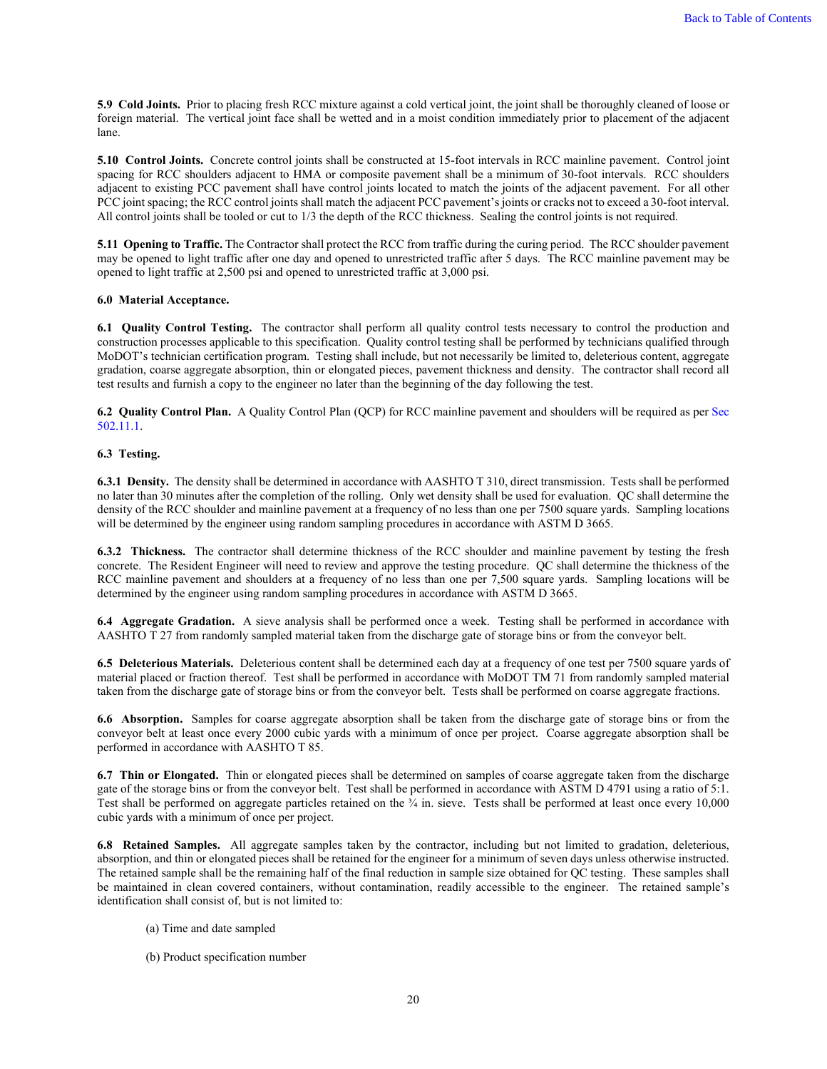**5.9 Cold Joints.** Prior to placing fresh RCC mixture against a cold vertical joint, the joint shall be thoroughly cleaned of loose or foreign material. The vertical joint face shall be wetted and in a moist condition immediately prior to placement of the adjacent lane.

**5.10 Control Joints.** Concrete control joints shall be constructed at 15-foot intervals in RCC mainline pavement. Control joint spacing for RCC shoulders adjacent to HMA or composite pavement shall be a minimum of 30-foot intervals. RCC shoulders adjacent to existing PCC pavement shall have control joints located to match the joints of the adjacent pavement. For all other PCC joint spacing; the RCC control joints shall match the adjacent PCC pavement's joints or cracks not to exceed a 30-foot interval. All control joints shall be tooled or cut to 1/3 the depth of the RCC thickness. Sealing the control joints is not required.

**5.11 Opening to Traffic.** The Contractor shall protect the RCC from traffic during the curing period. The RCC shoulder pavement may be opened to light traffic after one day and opened to unrestricted traffic after 5 days. The RCC mainline pavement may be opened to light traffic at 2,500 psi and opened to unrestricted traffic at 3,000 psi.

**6.0 Material Acceptance.**

**6.1 Quality Control Testing.** The contractor shall perform all quality control tests necessary to control the production and construction processes applicable to this specification. Quality control testing shall be performed by technicians qualified through MoDOT's technician certification program. Testing shall include, but not necessarily be limited to, deleterious content, aggregate gradation, coarse aggregate absorption, thin or elongated pieces, pavement thickness and density. The contractor shall record all test results and furnish a copy to the engineer no later than the beginning of the day following the test.

**6.2 Quality Control Plan.** A Quality Control Plan (QCP) for RCC mainline pavement and shoulders will be required as per Sec 502.11.1.

**6.3 Testing.**

**6.3.1 Density.** The density shall be determined in accordance with AASHTO T 310, direct transmission. Tests shall be performed no later than 30 minutes after the completion of the rolling. Only wet density shall be used for evaluation. QC shall determine the density of the RCC shoulder and mainline pavement at a frequency of no less than one per 7500 square yards. Sampling locations will be determined by the engineer using random sampling procedures in accordance with ASTM D 3665.

**6.3.2 Thickness.** The contractor shall determine thickness of the RCC shoulder and mainline pavement by testing the fresh concrete. The Resident Engineer will need to review and approve the testing procedure. QC shall determine the thickness of the RCC mainline pavement and shoulders at a frequency of no less than one per 7,500 square yards. Sampling locations will be determined by the engineer using random sampling procedures in accordance with ASTM D 3665.

**6.4 Aggregate Gradation.** A sieve analysis shall be performed once a week. Testing shall be performed in accordance with AASHTO T 27 from randomly sampled material taken from the discharge gate of storage bins or from the conveyor belt.

**6.5 Deleterious Materials.** Deleterious content shall be determined each day at a frequency of one test per 7500 square yards of material placed or fraction thereof. Test shall be performed in accordance with MoDOT TM 71 from randomly sampled material taken from the discharge gate of storage bins or from the conveyor belt. Tests shall be performed on coarse aggregate fractions.

**6.6 Absorption.** Samples for coarse aggregate absorption shall be taken from the discharge gate of storage bins or from the conveyor belt at least once every 2000 cubic yards with a minimum of once per project. Coarse aggregate absorption shall be performed in accordance with AASHTO T 85.

**6.7 Thin or Elongated.** Thin or elongated pieces shall be determined on samples of coarse aggregate taken from the discharge gate of the storage bins or from the conveyor belt. Test shall be performed in accordance with ASTM D 4791 using a ratio of 5:1. Test shall be performed on aggregate particles retained on the ¾ in. sieve. Tests shall be performed at least once every 10,000 cubic yards with a minimum of once per project.

**6.8 Retained Samples.** All aggregate samples taken by the contractor, including but not limited to gradation, deleterious, absorption, and thin or elongated pieces shall be retained for the engineer for a minimum of seven days unless otherwise instructed. The retained sample shall be the remaining half of the final reduction in sample size obtained for QC testing. These samples shall be maintained in clean covered containers, without contamination, readily accessible to the engineer. The retained sample's identification shall consist of, but is not limited to:

(a) Time and date sampled

(b) Product specification number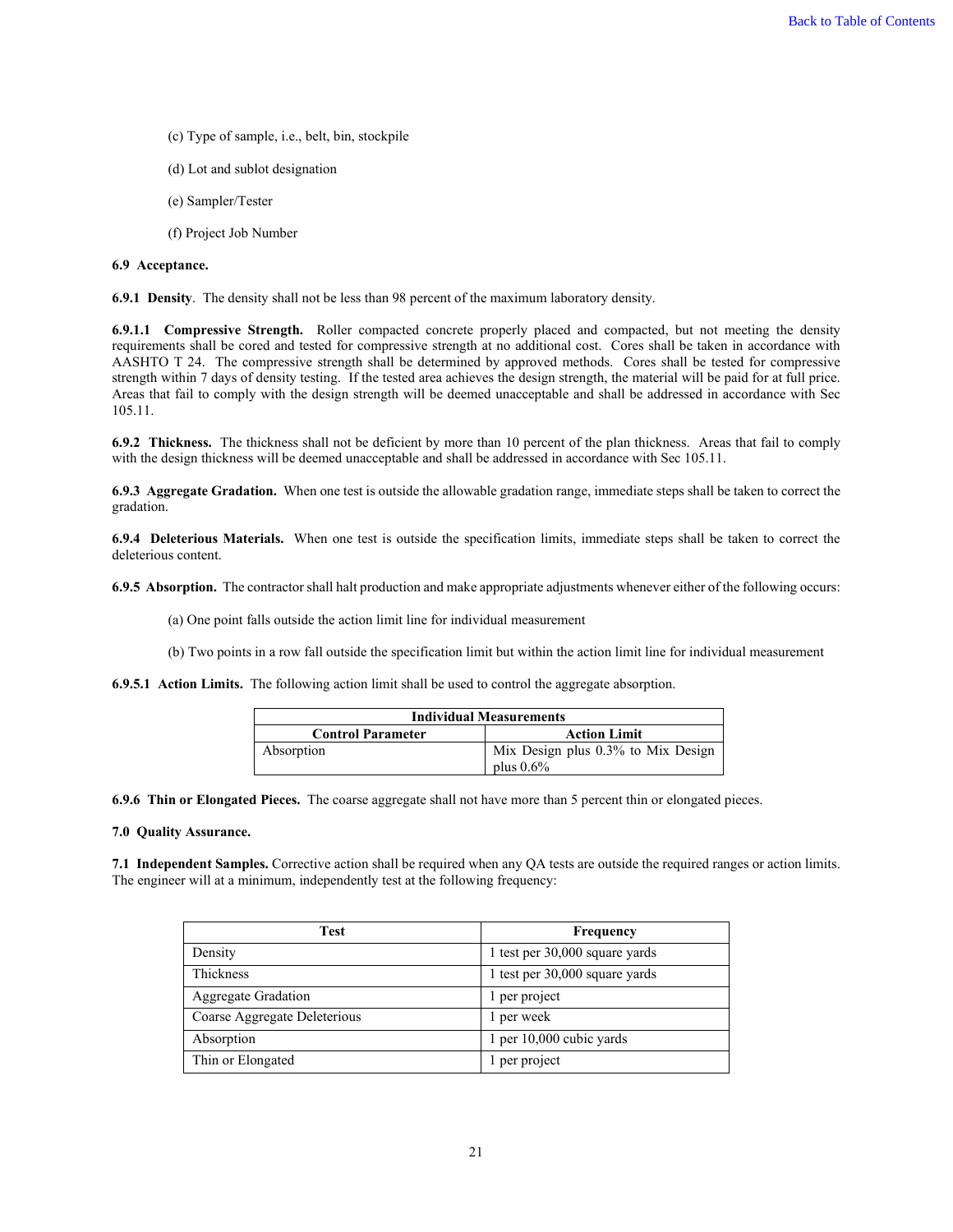(c) Type of sample, i.e., belt, bin, stockpile

(d) Lot and sublot designation

(e) Sampler/Tester

(f) Project Job Number

**6.9 Acceptance.**

**6.9.1 Density**. The density shall not be less than 98 percent of the maximum laboratory density.

**6.9.1.1 Compressive Strength.** Roller compacted concrete properly placed and compacted, but not meeting the density requirements shall be cored and tested for compressive strength at no additional cost. Cores shall be taken in accordance with AASHTO T 24. The compressive strength shall be determined by approved methods. Cores shall be tested for compressive strength within 7 days of density testing. If the tested area achieves the design strength, the material will be paid for at full price. Areas that fail to comply with the design strength will be deemed unacceptable and shall be addressed in accordance with Sec 105.11.

**6.9.2 Thickness.** The thickness shall not be deficient by more than 10 percent of the plan thickness. Areas that fail to comply with the design thickness will be deemed unacceptable and shall be addressed in accordance with Sec 105.11.

**6.9.3 Aggregate Gradation.** When one test is outside the allowable gradation range, immediate steps shall be taken to correct the gradation.

**6.9.4 Deleterious Materials.** When one test is outside the specification limits, immediate steps shall be taken to correct the deleterious content.

**6.9.5 Absorption.** The contractor shall halt production and make appropriate adjustments whenever either of the following occurs:

(a) One point falls outside the action limit line for individual measurement

(b) Two points in a row fall outside the specification limit but within the action limit line for individual measurement

**6.9.5.1 Action Limits.** The following action limit shall be used to control the aggregate absorption.

| Individual Measurements | |
|---|---|
| **Control Parameter** | **Action Limit** |
| Absorption | Mix Design plus 0.3% to Mix Design plus 0.6% |

**6.9.6 Thin or Elongated Pieces.** The coarse aggregate shall not have more than 5 percent thin or elongated pieces.

**7.0 Quality Assurance.**

**7.1 Independent Samples.** Corrective action shall be required when any QA tests are outside the required ranges or action limits. The engineer will at a minimum, independently test at the following frequency:

| Test | Frequency |
|---|---|
| Density | 1 test per 30,000 square yards |
| Thickness | 1 test per 30,000 square yards |
| Aggregate Gradation | 1 per project |
| Coarse Aggregate Deleterious | 1 per week |
| Absorption | 1 per 10,000 cubic yards |
| Thin or Elongated | 1 per project |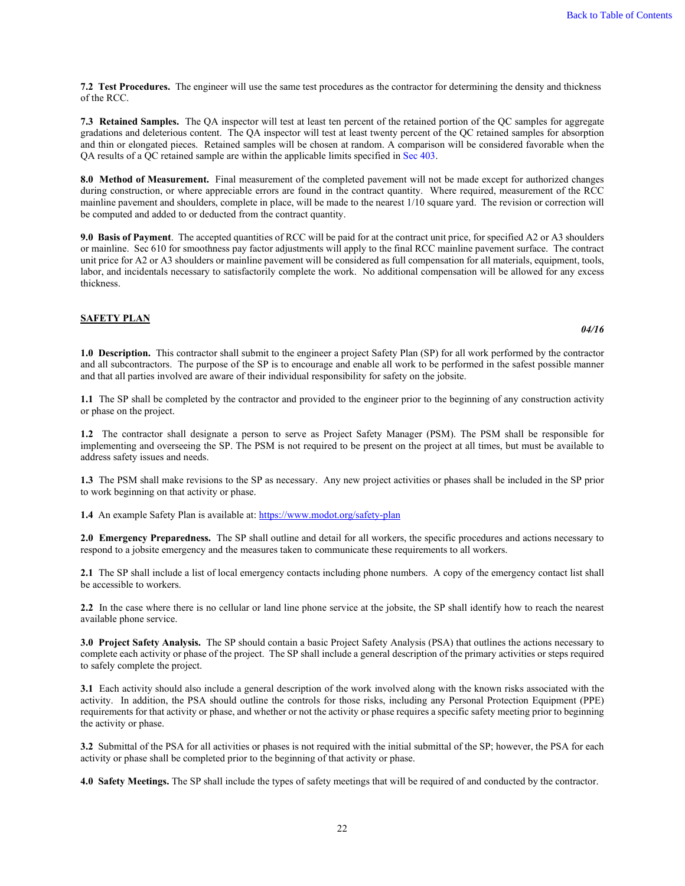**7.2 Test Procedures.** The engineer will use the same test procedures as the contractor for determining the density and thickness of the RCC.

**7.3 Retained Samples.** The QA inspector will test at least ten percent of the retained portion of the QC samples for aggregate gradations and deleterious content. The QA inspector will test at least twenty percent of the QC retained samples for absorption and thin or elongated pieces. Retained samples will be chosen at random. A comparison will be considered favorable when the QA results of a QC retained sample are within the applicable limits specified in Sec 403.

**8.0 Method of Measurement.** Final measurement of the completed pavement will not be made except for authorized changes during construction, or where appreciable errors are found in the contract quantity. Where required, measurement of the RCC mainline pavement and shoulders, complete in place, will be made to the nearest 1/10 square yard. The revision or correction will be computed and added to or deducted from the contract quantity.

**9.0 Basis of Payment**. The accepted quantities of RCC will be paid for at the contract unit price, for specified A2 or A3 shoulders or mainline. Sec 610 for smoothness pay factor adjustments will apply to the final RCC mainline pavement surface. The contract unit price for A2 or A3 shoulders or mainline pavement will be considered as full compensation for all materials, equipment, tools, labor, and incidentals necessary to satisfactorily complete the work. No additional compensation will be allowed for any excess thickness.

## SAFETY PLAN

***04/16***

**1.0 Description.** This contractor shall submit to the engineer a project Safety Plan (SP) for all work performed by the contractor and all subcontractors. The purpose of the SP is to encourage and enable all work to be performed in the safest possible manner and that all parties involved are aware of their individual responsibility for safety on the jobsite.

**1.1** The SP shall be completed by the contractor and provided to the engineer prior to the beginning of any construction activity or phase on the project.

**1.2** The contractor shall designate a person to serve as Project Safety Manager (PSM). The PSM shall be responsible for implementing and overseeing the SP. The PSM is not required to be present on the project at all times, but must be available to address safety issues and needs.

**1.3** The PSM shall make revisions to the SP as necessary. Any new project activities or phases shall be included in the SP prior to work beginning on that activity or phase.

**1.4** An example Safety Plan is available at: https://www.modot.org/safety-plan

**2.0 Emergency Preparedness.** The SP shall outline and detail for all workers, the specific procedures and actions necessary to respond to a jobsite emergency and the measures taken to communicate these requirements to all workers.

**2.1** The SP shall include a list of local emergency contacts including phone numbers. A copy of the emergency contact list shall be accessible to workers.

**2.2** In the case where there is no cellular or land line phone service at the jobsite, the SP shall identify how to reach the nearest available phone service.

**3.0 Project Safety Analysis.** The SP should contain a basic Project Safety Analysis (PSA) that outlines the actions necessary to complete each activity or phase of the project. The SP shall include a general description of the primary activities or steps required to safely complete the project.

**3.1** Each activity should also include a general description of the work involved along with the known risks associated with the activity. In addition, the PSA should outline the controls for those risks, including any Personal Protection Equipment (PPE) requirements for that activity or phase, and whether or not the activity or phase requires a specific safety meeting prior to beginning the activity or phase.

**3.2** Submittal of the PSA for all activities or phases is not required with the initial submittal of the SP; however, the PSA for each activity or phase shall be completed prior to the beginning of that activity or phase.

**4.0 Safety Meetings.** The SP shall include the types of safety meetings that will be required of and conducted by the contractor.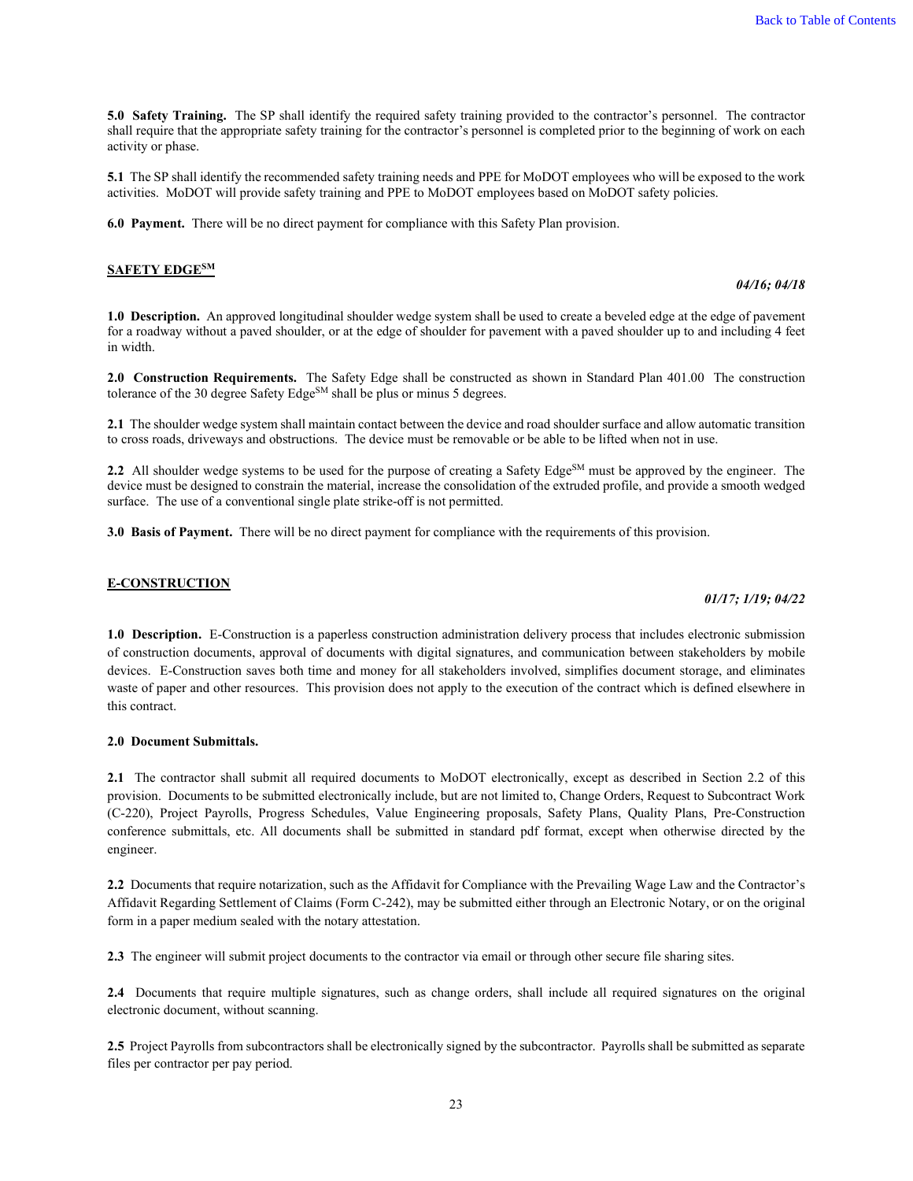**5.0 Safety Training.** The SP shall identify the required safety training provided to the contractor's personnel. The contractor shall require that the appropriate safety training for the contractor's personnel is completed prior to the beginning of work on each activity or phase.

**5.1** The SP shall identify the recommended safety training needs and PPE for MoDOT employees who will be exposed to the work activities. MoDOT will provide safety training and PPE to MoDOT employees based on MoDOT safety policies.

**6.0 Payment.** There will be no direct payment for compliance with this Safety Plan provision.

## SAFETY EDGE[SM]

***04/16; 04/18***

**1.0 Description.** An approved longitudinal shoulder wedge system shall be used to create a beveled edge at the edge of pavement for a roadway without a paved shoulder, or at the edge of shoulder for pavement with a paved shoulder up to and including 4 feet in width.

**2.0 Construction Requirements.** The Safety Edge shall be constructed as shown in Standard Plan 401.00 The construction tolerance of the 30 degree Safety Edge[SM] shall be plus or minus 5 degrees.

**2.1** The shoulder wedge system shall maintain contact between the device and road shoulder surface and allow automatic transition to cross roads, driveways and obstructions. The device must be removable or be able to be lifted when not in use.

**2.2** All shoulder wedge systems to be used for the purpose of creating a Safety Edge[SM] must be approved by the engineer. The device must be designed to constrain the material, increase the consolidation of the extruded profile, and provide a smooth wedged surface. The use of a conventional single plate strike-off is not permitted.

**3.0 Basis of Payment.** There will be no direct payment for compliance with the requirements of this provision.

## E-CONSTRUCTION

***01/17; 1/19; 04/22***

**1.0 Description.** E-Construction is a paperless construction administration delivery process that includes electronic submission of construction documents, approval of documents with digital signatures, and communication between stakeholders by mobile devices. E-Construction saves both time and money for all stakeholders involved, simplifies document storage, and eliminates waste of paper and other resources. This provision does not apply to the execution of the contract which is defined elsewhere in this contract.

**2.0 Document Submittals.**

**2.1** The contractor shall submit all required documents to MoDOT electronically, except as described in Section 2.2 of this provision. Documents to be submitted electronically include, but are not limited to, Change Orders, Request to Subcontract Work (C-220), Project Payrolls, Progress Schedules, Value Engineering proposals, Safety Plans, Quality Plans, Pre-Construction conference submittals, etc. All documents shall be submitted in standard pdf format, except when otherwise directed by the engineer.

**2.2** Documents that require notarization, such as the Affidavit for Compliance with the Prevailing Wage Law and the Contractor's Affidavit Regarding Settlement of Claims (Form C-242), may be submitted either through an Electronic Notary, or on the original form in a paper medium sealed with the notary attestation.

**2.3** The engineer will submit project documents to the contractor via email or through other secure file sharing sites.

**2.4** Documents that require multiple signatures, such as change orders, shall include all required signatures on the original electronic document, without scanning.

**2.5** Project Payrolls from subcontractors shall be electronically signed by the subcontractor. Payrolls shall be submitted as separate files per contractor per pay period.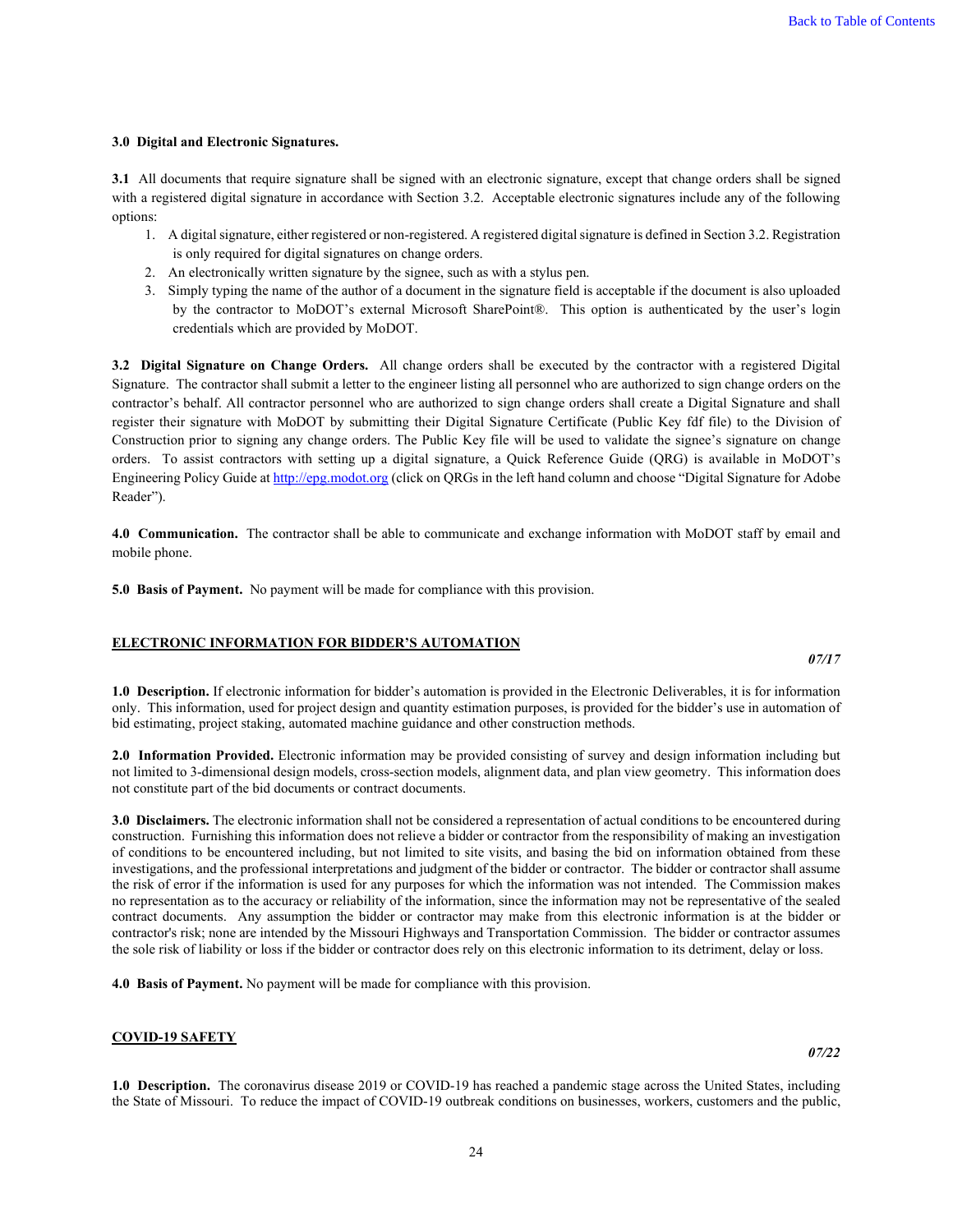**3.0 Digital and Electronic Signatures.**

**3.1** All documents that require signature shall be signed with an electronic signature, except that change orders shall be signed with a registered digital signature in accordance with Section 3.2. Acceptable electronic signatures include any of the following options:

1. A digital signature, either registered or non-registered. A registered digital signature is defined in Section 3.2. Registration is only required for digital signatures on change orders.
2. An electronically written signature by the signee, such as with a stylus pen.
3. Simply typing the name of the author of a document in the signature field is acceptable if the document is also uploaded by the contractor to MoDOT's external Microsoft SharePoint®. This option is authenticated by the user's login credentials which are provided by MoDOT.

**3.2 Digital Signature on Change Orders.** All change orders shall be executed by the contractor with a registered Digital Signature. The contractor shall submit a letter to the engineer listing all personnel who are authorized to sign change orders on the contractor's behalf. All contractor personnel who are authorized to sign change orders shall create a Digital Signature and shall register their signature with MoDOT by submitting their Digital Signature Certificate (Public Key fdf file) to the Division of Construction prior to signing any change orders. The Public Key file will be used to validate the signee's signature on change orders. To assist contractors with setting up a digital signature, a Quick Reference Guide (QRG) is available in MoDOT's Engineering Policy Guide at http://epg.modot.org (click on QRGs in the left hand column and choose "Digital Signature for Adobe Reader").

**4.0 Communication.** The contractor shall be able to communicate and exchange information with MoDOT staff by email and mobile phone.

**5.0 Basis of Payment.** No payment will be made for compliance with this provision.

## ELECTRONIC INFORMATION FOR BIDDER'S AUTOMATION

***07/17***

**1.0 Description.** If electronic information for bidder's automation is provided in the Electronic Deliverables, it is for information only. This information, used for project design and quantity estimation purposes, is provided for the bidder's use in automation of bid estimating, project staking, automated machine guidance and other construction methods.

**2.0 Information Provided.** Electronic information may be provided consisting of survey and design information including but not limited to 3-dimensional design models, cross-section models, alignment data, and plan view geometry. This information does not constitute part of the bid documents or contract documents.

**3.0 Disclaimers.** The electronic information shall not be considered a representation of actual conditions to be encountered during construction. Furnishing this information does not relieve a bidder or contractor from the responsibility of making an investigation of conditions to be encountered including, but not limited to site visits, and basing the bid on information obtained from these investigations, and the professional interpretations and judgment of the bidder or contractor. The bidder or contractor shall assume the risk of error if the information is used for any purposes for which the information was not intended. The Commission makes no representation as to the accuracy or reliability of the information, since the information may not be representative of the sealed contract documents. Any assumption the bidder or contractor may make from this electronic information is at the bidder or contractor's risk; none are intended by the Missouri Highways and Transportation Commission. The bidder or contractor assumes the sole risk of liability or loss if the bidder or contractor does rely on this electronic information to its detriment, delay or loss.

**4.0 Basis of Payment.** No payment will be made for compliance with this provision.

## COVID-19 SAFETY

***07/22***

**1.0 Description.** The coronavirus disease 2019 or COVID-19 has reached a pandemic stage across the United States, including the State of Missouri. To reduce the impact of COVID-19 outbreak conditions on businesses, workers, customers and the public,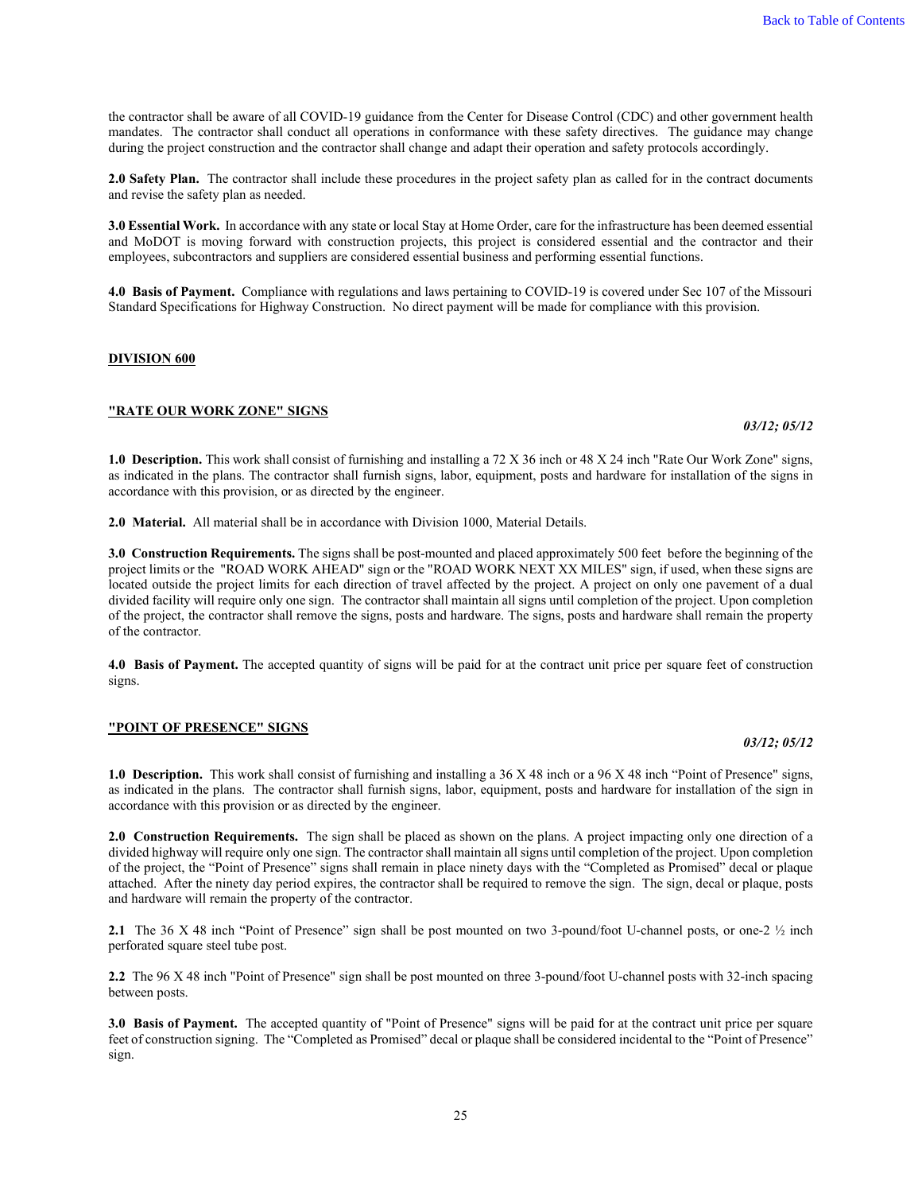the contractor shall be aware of all COVID-19 guidance from the Center for Disease Control (CDC) and other government health mandates. The contractor shall conduct all operations in conformance with these safety directives. The guidance may change during the project construction and the contractor shall change and adapt their operation and safety protocols accordingly.

**2.0 Safety Plan.** The contractor shall include these procedures in the project safety plan as called for in the contract documents and revise the safety plan as needed.

**3.0 Essential Work.** In accordance with any state or local Stay at Home Order, care for the infrastructure has been deemed essential and MoDOT is moving forward with construction projects, this project is considered essential and the contractor and their employees, subcontractors and suppliers are considered essential business and performing essential functions.

**4.0 Basis of Payment.** Compliance with regulations and laws pertaining to COVID-19 is covered under Sec 107 of the Missouri Standard Specifications for Highway Construction. No direct payment will be made for compliance with this provision.

## DIVISION 600

### "RATE OUR WORK ZONE" SIGNS

*03/12; 05/12*

**1.0 Description.** This work shall consist of furnishing and installing a 72 X 36 inch or 48 X 24 inch "Rate Our Work Zone" signs, as indicated in the plans. The contractor shall furnish signs, labor, equipment, posts and hardware for installation of the signs in accordance with this provision, or as directed by the engineer.

**2.0 Material.** All material shall be in accordance with Division 1000, Material Details.

**3.0 Construction Requirements.** The signs shall be post-mounted and placed approximately 500 feet before the beginning of the project limits or the "ROAD WORK AHEAD" sign or the "ROAD WORK NEXT XX MILES" sign, if used, when these signs are located outside the project limits for each direction of travel affected by the project. A project on only one pavement of a dual divided facility will require only one sign. The contractor shall maintain all signs until completion of the project. Upon completion of the project, the contractor shall remove the signs, posts and hardware. The signs, posts and hardware shall remain the property of the contractor.

**4.0 Basis of Payment.** The accepted quantity of signs will be paid for at the contract unit price per square feet of construction signs.

### "POINT OF PRESENCE" SIGNS

*03/12; 05/12*

**1.0 Description.** This work shall consist of furnishing and installing a 36 X 48 inch or a 96 X 48 inch "Point of Presence" signs, as indicated in the plans. The contractor shall furnish signs, labor, equipment, posts and hardware for installation of the sign in accordance with this provision or as directed by the engineer.

**2.0 Construction Requirements.** The sign shall be placed as shown on the plans. A project impacting only one direction of a divided highway will require only one sign. The contractor shall maintain all signs until completion of the project. Upon completion of the project, the "Point of Presence" signs shall remain in place ninety days with the "Completed as Promised" decal or plaque attached. After the ninety day period expires, the contractor shall be required to remove the sign. The sign, decal or plaque, posts and hardware will remain the property of the contractor.

**2.1** The 36 X 48 inch "Point of Presence" sign shall be post mounted on two 3-pound/foot U-channel posts, or one-2 ½ inch perforated square steel tube post.

**2.2** The 96 X 48 inch "Point of Presence" sign shall be post mounted on three 3-pound/foot U-channel posts with 32-inch spacing between posts.

**3.0 Basis of Payment.** The accepted quantity of "Point of Presence" signs will be paid for at the contract unit price per square feet of construction signing. The "Completed as Promised" decal or plaque shall be considered incidental to the "Point of Presence" sign.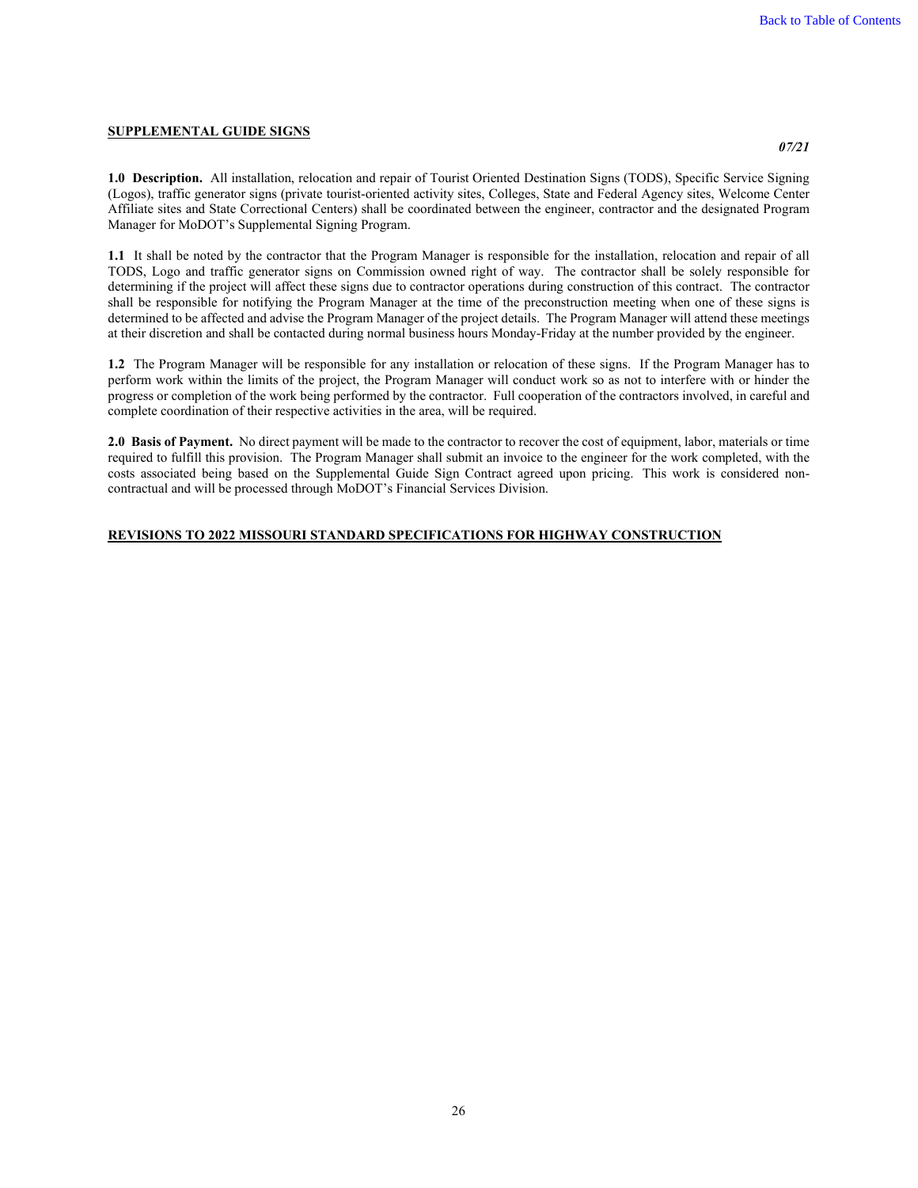## SUPPLEMENTAL GUIDE SIGNS

***07/21***

**1.0 Description.** All installation, relocation and repair of Tourist Oriented Destination Signs (TODS), Specific Service Signing (Logos), traffic generator signs (private tourist-oriented activity sites, Colleges, State and Federal Agency sites, Welcome Center Affiliate sites and State Correctional Centers) shall be coordinated between the engineer, contractor and the designated Program Manager for MoDOT's Supplemental Signing Program.

**1.1** It shall be noted by the contractor that the Program Manager is responsible for the installation, relocation and repair of all TODS, Logo and traffic generator signs on Commission owned right of way. The contractor shall be solely responsible for determining if the project will affect these signs due to contractor operations during construction of this contract. The contractor shall be responsible for notifying the Program Manager at the time of the preconstruction meeting when one of these signs is determined to be affected and advise the Program Manager of the project details. The Program Manager will attend these meetings at their discretion and shall be contacted during normal business hours Monday-Friday at the number provided by the engineer.

**1.2** The Program Manager will be responsible for any installation or relocation of these signs. If the Program Manager has to perform work within the limits of the project, the Program Manager will conduct work so as not to interfere with or hinder the progress or completion of the work being performed by the contractor. Full cooperation of the contractors involved, in careful and complete coordination of their respective activities in the area, will be required.

**2.0 Basis of Payment.** No direct payment will be made to the contractor to recover the cost of equipment, labor, materials or time required to fulfill this provision. The Program Manager shall submit an invoice to the engineer for the work completed, with the costs associated being based on the Supplemental Guide Sign Contract agreed upon pricing. This work is considered non-contractual and will be processed through MoDOT's Financial Services Division.

## REVISIONS TO 2022 MISSOURI STANDARD SPECIFICATIONS FOR HIGHWAY CONSTRUCTION